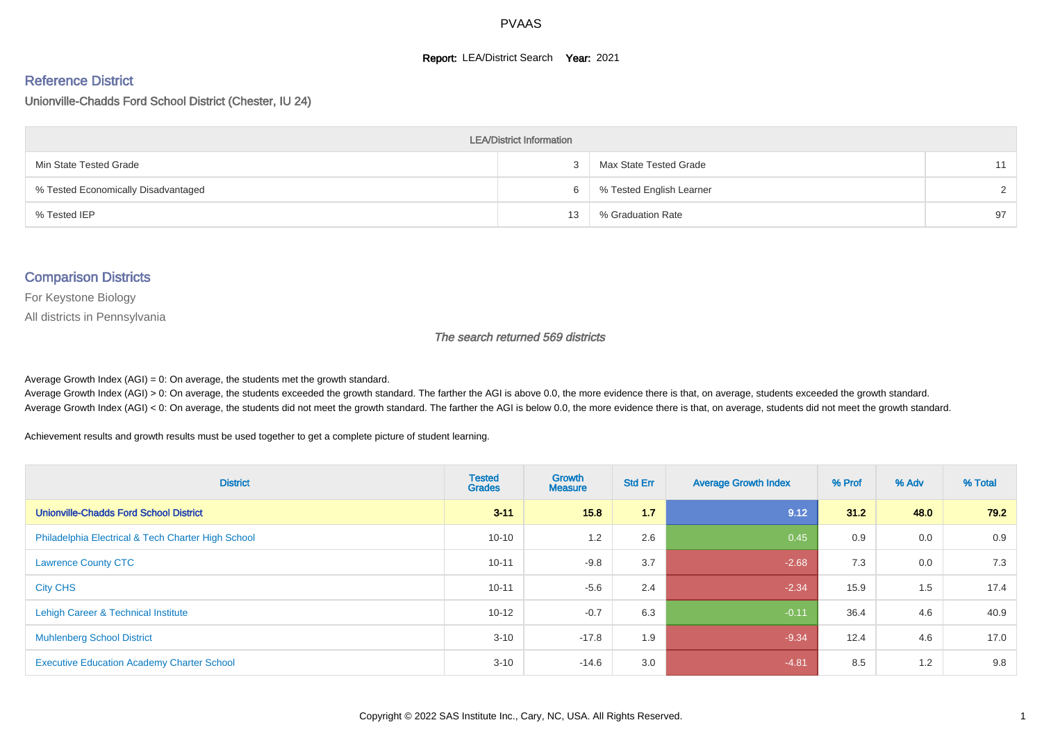# PVAAS

**Report:** LEA/District Search **Year:** 2021

## Reference District

### Unionville-Chadds Ford School District (Chester, IU 24)

| LEA/District Information | | | |
|---|---|---|---|
| Min State Tested Grade | 3 | Max State Tested Grade | 11 |
| % Tested Economically Disadvantaged | 6 | % Tested English Learner | 2 |
| % Tested IEP | 13 | % Graduation Rate | 97 |

## Comparison Districts

For Keystone Biology

All districts in Pennsylvania

*The search returned 569 districts*

Average Growth Index (AGI) = 0: On average, the students met the growth standard.
Average Growth Index (AGI) > 0: On average, the students exceeded the growth standard. The farther the AGI is above 0.0, the more evidence there is that, on average, students exceeded the growth standard.
Average Growth Index (AGI) < 0: On average, the students did not meet the growth standard. The farther the AGI is below 0.0, the more evidence there is that, on average, students did not meet the growth standard.

Achievement results and growth results must be used together to get a complete picture of student learning.

| District | Tested Grades | Growth Measure | Std Err | Average Growth Index | % Prof | % Adv | % Total |
|---|---|---|---|---|---|---|---|
| **Unionville-Chadds Ford School District** | **3-11** | **15.8** | **1.7** | **9.12** | **31.2** | **48.0** | **79.2** |
| Philadelphia Electrical & Tech Charter High School | 10-10 | 1.2 | 2.6 | 0.45 | 0.9 | 0.0 | 0.9 |
| Lawrence County CTC | 10-11 | -9.8 | 3.7 | -2.68 | 7.3 | 0.0 | 7.3 |
| City CHS | 10-11 | -5.6 | 2.4 | -2.34 | 15.9 | 1.5 | 17.4 |
| Lehigh Career & Technical Institute | 10-12 | -0.7 | 6.3 | -0.11 | 36.4 | 4.6 | 40.9 |
| Muhlenberg School District | 3-10 | -17.8 | 1.9 | -9.34 | 12.4 | 4.6 | 17.0 |
| Executive Education Academy Charter School | 3-10 | -14.6 | 3.0 | -4.81 | 8.5 | 1.2 | 9.8 |

Copyright © 2022 SAS Institute Inc., Cary, NC, USA. All Rights Reserved.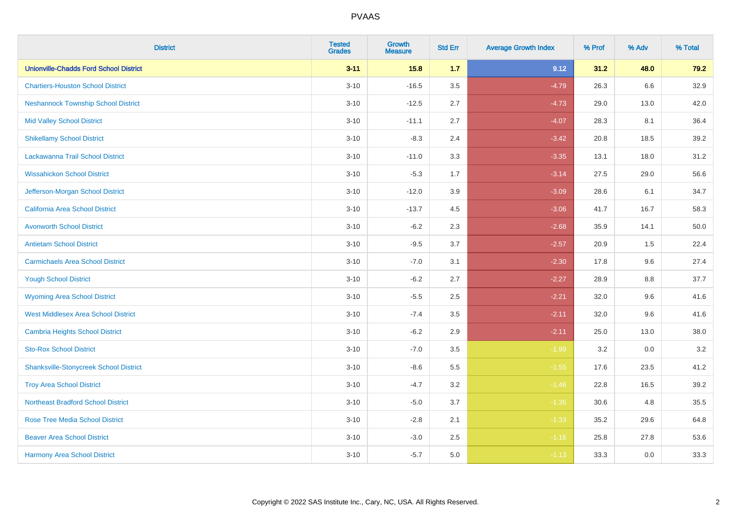| District | Tested Grades | Growth Measure | Std Err | Average Growth Index | % Prof | % Adv | % Total |
|---|---|---|---|---|---|---|---|
| **Unionville-Chadds Ford School District** | **3-11** | **15.8** | **1.7** | **9.12** | **31.2** | **48.0** | **79.2** |
| Chartiers-Houston School District | 3-10 | -16.5 | 3.5 | -4.79 | 26.3 | 6.6 | 32.9 |
| Neshannock Township School District | 3-10 | -12.5 | 2.7 | -4.73 | 29.0 | 13.0 | 42.0 |
| Mid Valley School District | 3-10 | -11.1 | 2.7 | -4.07 | 28.3 | 8.1 | 36.4 |
| Shikellamy School District | 3-10 | -8.3 | 2.4 | -3.42 | 20.8 | 18.5 | 39.2 |
| Lackawanna Trail School District | 3-10 | -11.0 | 3.3 | -3.35 | 13.1 | 18.0 | 31.2 |
| Wissahickon School District | 3-10 | -5.3 | 1.7 | -3.14 | 27.5 | 29.0 | 56.6 |
| Jefferson-Morgan School District | 3-10 | -12.0 | 3.9 | -3.09 | 28.6 | 6.1 | 34.7 |
| California Area School District | 3-10 | -13.7 | 4.5 | -3.06 | 41.7 | 16.7 | 58.3 |
| Avonworth School District | 3-10 | -6.2 | 2.3 | -2.68 | 35.9 | 14.1 | 50.0 |
| Antietam School District | 3-10 | -9.5 | 3.7 | -2.57 | 20.9 | 1.5 | 22.4 |
| Carmichaels Area School District | 3-10 | -7.0 | 3.1 | -2.30 | 17.8 | 9.6 | 27.4 |
| Yough School District | 3-10 | -6.2 | 2.7 | -2.27 | 28.9 | 8.8 | 37.7 |
| Wyoming Area School District | 3-10 | -5.5 | 2.5 | -2.21 | 32.0 | 9.6 | 41.6 |
| West Middlesex Area School District | 3-10 | -7.4 | 3.5 | -2.11 | 32.0 | 9.6 | 41.6 |
| Cambria Heights School District | 3-10 | -6.2 | 2.9 | -2.11 | 25.0 | 13.0 | 38.0 |
| Sto-Rox School District | 3-10 | -7.0 | 3.5 | -1.99 | 3.2 | 0.0 | 3.2 |
| Shanksville-Stonycreek School District | 3-10 | -8.6 | 5.5 | -1.55 | 17.6 | 23.5 | 41.2 |
| Troy Area School District | 3-10 | -4.7 | 3.2 | -1.46 | 22.8 | 16.5 | 39.2 |
| Northeast Bradford School District | 3-10 | -5.0 | 3.7 | -1.35 | 30.6 | 4.8 | 35.5 |
| Rose Tree Media School District | 3-10 | -2.8 | 2.1 | -1.33 | 35.2 | 29.6 | 64.8 |
| Beaver Area School District | 3-10 | -3.0 | 2.5 | -1.16 | 25.8 | 27.8 | 53.6 |
| Harmony Area School District | 3-10 | -5.7 | 5.0 | -1.13 | 33.3 | 0.0 | 33.3 |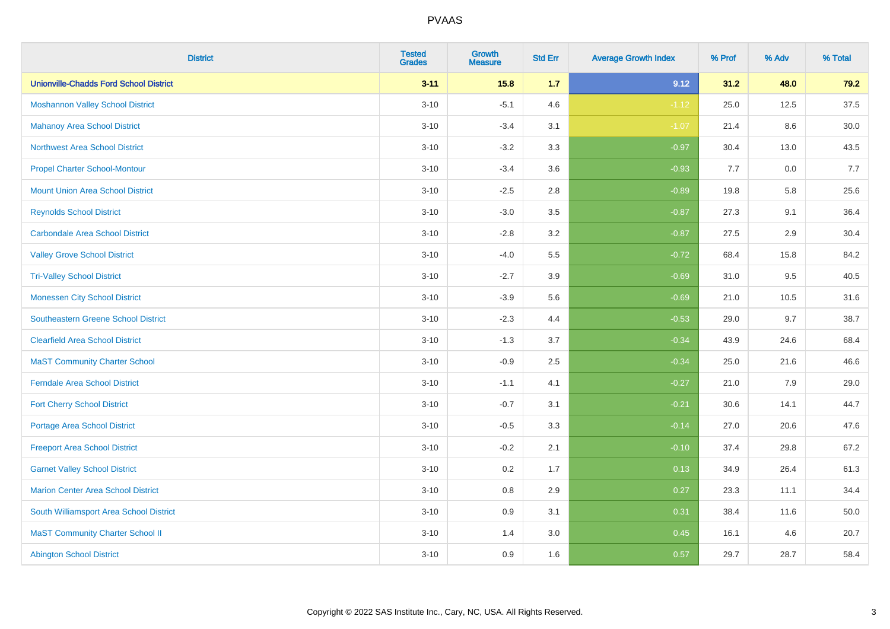| District | Tested Grades | Growth Measure | Std Err | Average Growth Index | % Prof | % Adv | % Total |
|---|---|---|---|---|---|---|---|
| **Unionville-Chadds Ford School District** | **3-11** | **15.8** | **1.7** | **9.12** | **31.2** | **48.0** | **79.2** |
| Moshannon Valley School District | 3-10 | -5.1 | 4.6 | -1.12 | 25.0 | 12.5 | 37.5 |
| Mahanoy Area School District | 3-10 | -3.4 | 3.1 | -1.07 | 21.4 | 8.6 | 30.0 |
| Northwest Area School District | 3-10 | -3.2 | 3.3 | -0.97 | 30.4 | 13.0 | 43.5 |
| Propel Charter School-Montour | 3-10 | -3.4 | 3.6 | -0.93 | 7.7 | 0.0 | 7.7 |
| Mount Union Area School District | 3-10 | -2.5 | 2.8 | -0.89 | 19.8 | 5.8 | 25.6 |
| Reynolds School District | 3-10 | -3.0 | 3.5 | -0.87 | 27.3 | 9.1 | 36.4 |
| Carbondale Area School District | 3-10 | -2.8 | 3.2 | -0.87 | 27.5 | 2.9 | 30.4 |
| Valley Grove School District | 3-10 | -4.0 | 5.5 | -0.72 | 68.4 | 15.8 | 84.2 |
| Tri-Valley School District | 3-10 | -2.7 | 3.9 | -0.69 | 31.0 | 9.5 | 40.5 |
| Monessen City School District | 3-10 | -3.9 | 5.6 | -0.69 | 21.0 | 10.5 | 31.6 |
| Southeastern Greene School District | 3-10 | -2.3 | 4.4 | -0.53 | 29.0 | 9.7 | 38.7 |
| Clearfield Area School District | 3-10 | -1.3 | 3.7 | -0.34 | 43.9 | 24.6 | 68.4 |
| MaST Community Charter School | 3-10 | -0.9 | 2.5 | -0.34 | 25.0 | 21.6 | 46.6 |
| Ferndale Area School District | 3-10 | -1.1 | 4.1 | -0.27 | 21.0 | 7.9 | 29.0 |
| Fort Cherry School District | 3-10 | -0.7 | 3.1 | -0.21 | 30.6 | 14.1 | 44.7 |
| Portage Area School District | 3-10 | -0.5 | 3.3 | -0.14 | 27.0 | 20.6 | 47.6 |
| Freeport Area School District | 3-10 | -0.2 | 2.1 | -0.10 | 37.4 | 29.8 | 67.2 |
| Garnet Valley School District | 3-10 | 0.2 | 1.7 | 0.13 | 34.9 | 26.4 | 61.3 |
| Marion Center Area School District | 3-10 | 0.8 | 2.9 | 0.27 | 23.3 | 11.1 | 34.4 |
| South Williamsport Area School District | 3-10 | 0.9 | 3.1 | 0.31 | 38.4 | 11.6 | 50.0 |
| MaST Community Charter School II | 3-10 | 1.4 | 3.0 | 0.45 | 16.1 | 4.6 | 20.7 |
| Abington School District | 3-10 | 0.9 | 1.6 | 0.57 | 29.7 | 28.7 | 58.4 |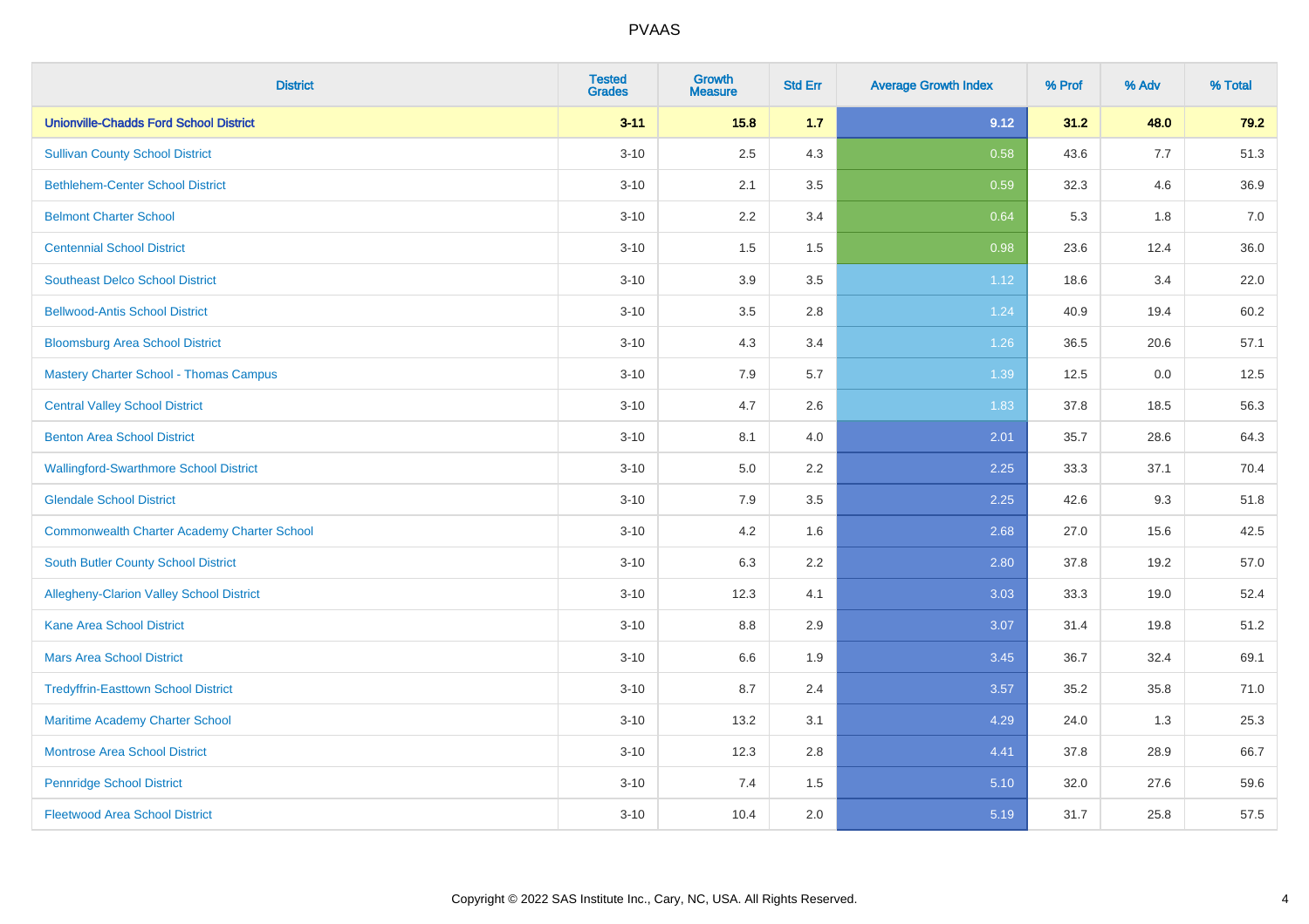# PVAAS

| District | Tested Grades | Growth Measure | Std Err | Average Growth Index | % Prof | % Adv | % Total |
|---|---|---|---|---|---|---|---|
| **Unionville-Chadds Ford School District** | **3-11** | **15.8** | **1.7** | **9.12** | **31.2** | **48.0** | **79.2** |
| Sullivan County School District | 3-10 | 2.5 | 4.3 | 0.58 | 43.6 | 7.7 | 51.3 |
| Bethlehem-Center School District | 3-10 | 2.1 | 3.5 | 0.59 | 32.3 | 4.6 | 36.9 |
| Belmont Charter School | 3-10 | 2.2 | 3.4 | 0.64 | 5.3 | 1.8 | 7.0 |
| Centennial School District | 3-10 | 1.5 | 1.5 | 0.98 | 23.6 | 12.4 | 36.0 |
| Southeast Delco School District | 3-10 | 3.9 | 3.5 | 1.12 | 18.6 | 3.4 | 22.0 |
| Bellwood-Antis School District | 3-10 | 3.5 | 2.8 | 1.24 | 40.9 | 19.4 | 60.2 |
| Bloomsburg Area School District | 3-10 | 4.3 | 3.4 | 1.26 | 36.5 | 20.6 | 57.1 |
| Mastery Charter School - Thomas Campus | 3-10 | 7.9 | 5.7 | 1.39 | 12.5 | 0.0 | 12.5 |
| Central Valley School District | 3-10 | 4.7 | 2.6 | 1.83 | 37.8 | 18.5 | 56.3 |
| Benton Area School District | 3-10 | 8.1 | 4.0 | 2.01 | 35.7 | 28.6 | 64.3 |
| Wallingford-Swarthmore School District | 3-10 | 5.0 | 2.2 | 2.25 | 33.3 | 37.1 | 70.4 |
| Glendale School District | 3-10 | 7.9 | 3.5 | 2.25 | 42.6 | 9.3 | 51.8 |
| Commonwealth Charter Academy Charter School | 3-10 | 4.2 | 1.6 | 2.68 | 27.0 | 15.6 | 42.5 |
| South Butler County School District | 3-10 | 6.3 | 2.2 | 2.80 | 37.8 | 19.2 | 57.0 |
| Allegheny-Clarion Valley School District | 3-10 | 12.3 | 4.1 | 3.03 | 33.3 | 19.0 | 52.4 |
| Kane Area School District | 3-10 | 8.8 | 2.9 | 3.07 | 31.4 | 19.8 | 51.2 |
| Mars Area School District | 3-10 | 6.6 | 1.9 | 3.45 | 36.7 | 32.4 | 69.1 |
| Tredyffrin-Easttown School District | 3-10 | 8.7 | 2.4 | 3.57 | 35.2 | 35.8 | 71.0 |
| Maritime Academy Charter School | 3-10 | 13.2 | 3.1 | 4.29 | 24.0 | 1.3 | 25.3 |
| Montrose Area School District | 3-10 | 12.3 | 2.8 | 4.41 | 37.8 | 28.9 | 66.7 |
| Pennridge School District | 3-10 | 7.4 | 1.5 | 5.10 | 32.0 | 27.6 | 59.6 |
| Fleetwood Area School District | 3-10 | 10.4 | 2.0 | 5.19 | 31.7 | 25.8 | 57.5 |

Copyright © 2022 SAS Institute Inc., Cary, NC, USA. All Rights Reserved.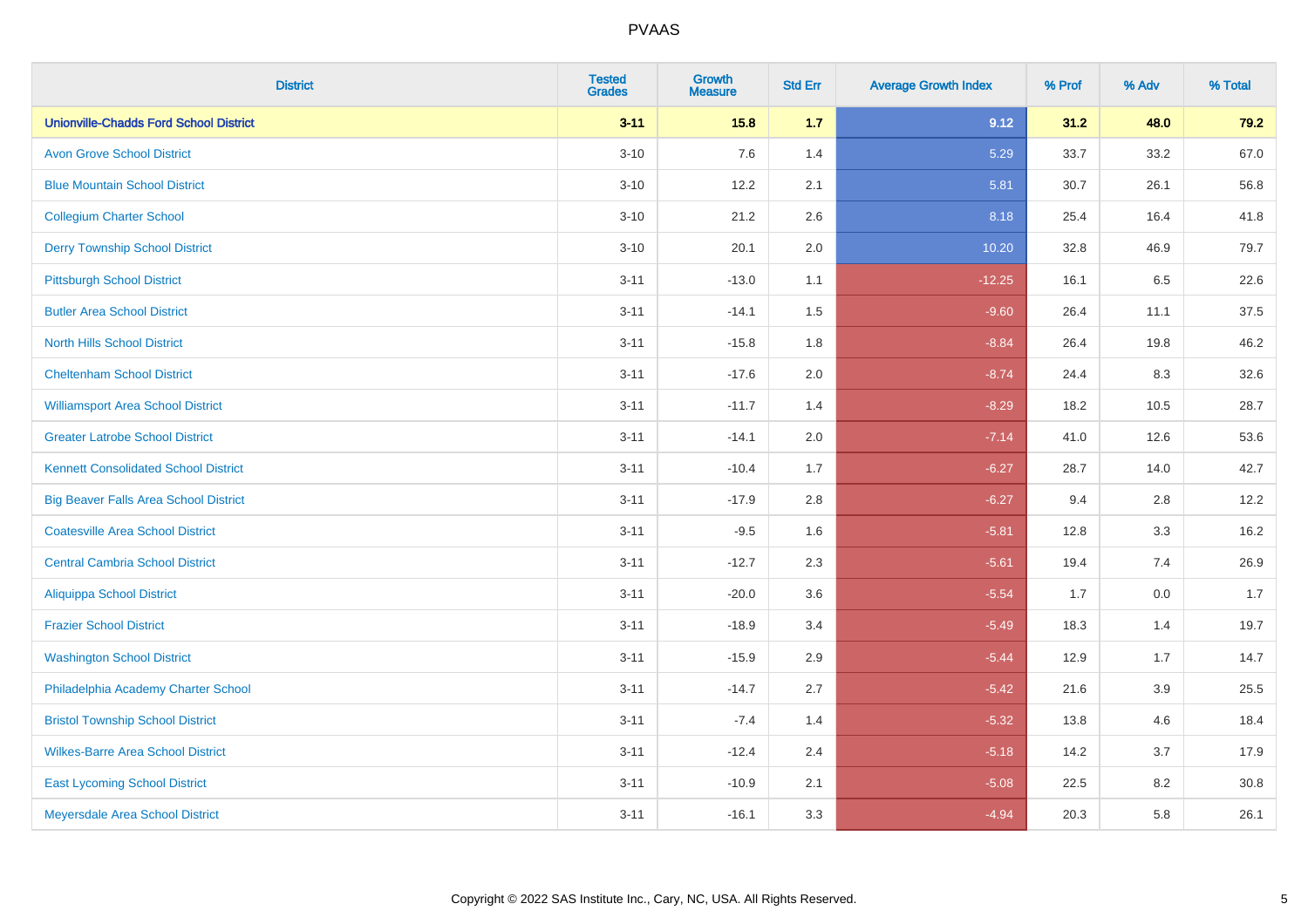| District | Tested Grades | Growth Measure | Std Err | Average Growth Index | % Prof | % Adv | % Total |
|---|---|---|---|---|---|---|---|
| **Unionville-Chadds Ford School District** | **3-11** | **15.8** | **1.7** | **9.12** | **31.2** | **48.0** | **79.2** |
| Avon Grove School District | 3-10 | 7.6 | 1.4 | 5.29 | 33.7 | 33.2 | 67.0 |
| Blue Mountain School District | 3-10 | 12.2 | 2.1 | 5.81 | 30.7 | 26.1 | 56.8 |
| Collegium Charter School | 3-10 | 21.2 | 2.6 | 8.18 | 25.4 | 16.4 | 41.8 |
| Derry Township School District | 3-10 | 20.1 | 2.0 | 10.20 | 32.8 | 46.9 | 79.7 |
| Pittsburgh School District | 3-11 | -13.0 | 1.1 | -12.25 | 16.1 | 6.5 | 22.6 |
| Butler Area School District | 3-11 | -14.1 | 1.5 | -9.60 | 26.4 | 11.1 | 37.5 |
| North Hills School District | 3-11 | -15.8 | 1.8 | -8.84 | 26.4 | 19.8 | 46.2 |
| Cheltenham School District | 3-11 | -17.6 | 2.0 | -8.74 | 24.4 | 8.3 | 32.6 |
| Williamsport Area School District | 3-11 | -11.7 | 1.4 | -8.29 | 18.2 | 10.5 | 28.7 |
| Greater Latrobe School District | 3-11 | -14.1 | 2.0 | -7.14 | 41.0 | 12.6 | 53.6 |
| Kennett Consolidated School District | 3-11 | -10.4 | 1.7 | -6.27 | 28.7 | 14.0 | 42.7 |
| Big Beaver Falls Area School District | 3-11 | -17.9 | 2.8 | -6.27 | 9.4 | 2.8 | 12.2 |
| Coatesville Area School District | 3-11 | -9.5 | 1.6 | -5.81 | 12.8 | 3.3 | 16.2 |
| Central Cambria School District | 3-11 | -12.7 | 2.3 | -5.61 | 19.4 | 7.4 | 26.9 |
| Aliquippa School District | 3-11 | -20.0 | 3.6 | -5.54 | 1.7 | 0.0 | 1.7 |
| Frazier School District | 3-11 | -18.9 | 3.4 | -5.49 | 18.3 | 1.4 | 19.7 |
| Washington School District | 3-11 | -15.9 | 2.9 | -5.44 | 12.9 | 1.7 | 14.7 |
| Philadelphia Academy Charter School | 3-11 | -14.7 | 2.7 | -5.42 | 21.6 | 3.9 | 25.5 |
| Bristol Township School District | 3-11 | -7.4 | 1.4 | -5.32 | 13.8 | 4.6 | 18.4 |
| Wilkes-Barre Area School District | 3-11 | -12.4 | 2.4 | -5.18 | 14.2 | 3.7 | 17.9 |
| East Lycoming School District | 3-11 | -10.9 | 2.1 | -5.08 | 22.5 | 8.2 | 30.8 |
| Meyersdale Area School District | 3-11 | -16.1 | 3.3 | -4.94 | 20.3 | 5.8 | 26.1 |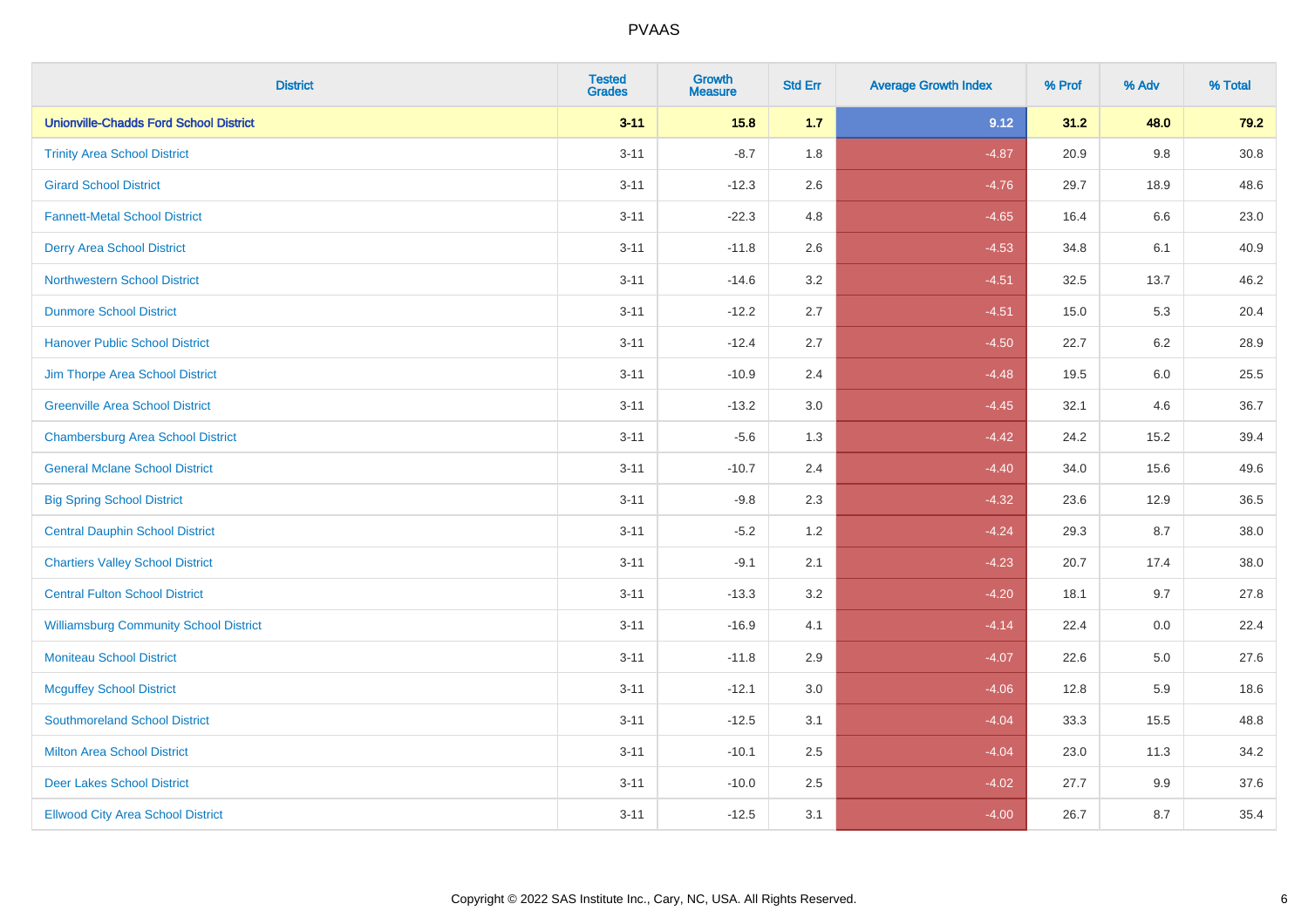# PVAAS

| District | Tested Grades | Growth Measure | Std Err | Average Growth Index | % Prof | % Adv | % Total |
|---|---|---|---|---|---|---|---|
| **Unionville-Chadds Ford School District** | **3-11** | **15.8** | **1.7** | **9.12** | **31.2** | **48.0** | **79.2** |
| Trinity Area School District | 3-11 | -8.7 | 1.8 | -4.87 | 20.9 | 9.8 | 30.8 |
| Girard School District | 3-11 | -12.3 | 2.6 | -4.76 | 29.7 | 18.9 | 48.6 |
| Fannett-Metal School District | 3-11 | -22.3 | 4.8 | -4.65 | 16.4 | 6.6 | 23.0 |
| Derry Area School District | 3-11 | -11.8 | 2.6 | -4.53 | 34.8 | 6.1 | 40.9 |
| Northwestern School District | 3-11 | -14.6 | 3.2 | -4.51 | 32.5 | 13.7 | 46.2 |
| Dunmore School District | 3-11 | -12.2 | 2.7 | -4.51 | 15.0 | 5.3 | 20.4 |
| Hanover Public School District | 3-11 | -12.4 | 2.7 | -4.50 | 22.7 | 6.2 | 28.9 |
| Jim Thorpe Area School District | 3-11 | -10.9 | 2.4 | -4.48 | 19.5 | 6.0 | 25.5 |
| Greenville Area School District | 3-11 | -13.2 | 3.0 | -4.45 | 32.1 | 4.6 | 36.7 |
| Chambersburg Area School District | 3-11 | -5.6 | 1.3 | -4.42 | 24.2 | 15.2 | 39.4 |
| General Mclane School District | 3-11 | -10.7 | 2.4 | -4.40 | 34.0 | 15.6 | 49.6 |
| Big Spring School District | 3-11 | -9.8 | 2.3 | -4.32 | 23.6 | 12.9 | 36.5 |
| Central Dauphin School District | 3-11 | -5.2 | 1.2 | -4.24 | 29.3 | 8.7 | 38.0 |
| Chartiers Valley School District | 3-11 | -9.1 | 2.1 | -4.23 | 20.7 | 17.4 | 38.0 |
| Central Fulton School District | 3-11 | -13.3 | 3.2 | -4.20 | 18.1 | 9.7 | 27.8 |
| Williamsburg Community School District | 3-11 | -16.9 | 4.1 | -4.14 | 22.4 | 0.0 | 22.4 |
| Moniteau School District | 3-11 | -11.8 | 2.9 | -4.07 | 22.6 | 5.0 | 27.6 |
| Mcguffey School District | 3-11 | -12.1 | 3.0 | -4.06 | 12.8 | 5.9 | 18.6 |
| Southmoreland School District | 3-11 | -12.5 | 3.1 | -4.04 | 33.3 | 15.5 | 48.8 |
| Milton Area School District | 3-11 | -10.1 | 2.5 | -4.04 | 23.0 | 11.3 | 34.2 |
| Deer Lakes School District | 3-11 | -10.0 | 2.5 | -4.02 | 27.7 | 9.9 | 37.6 |
| Ellwood City Area School District | 3-11 | -12.5 | 3.1 | -4.00 | 26.7 | 8.7 | 35.4 |

Copyright © 2022 SAS Institute Inc., Cary, NC, USA. All Rights Reserved.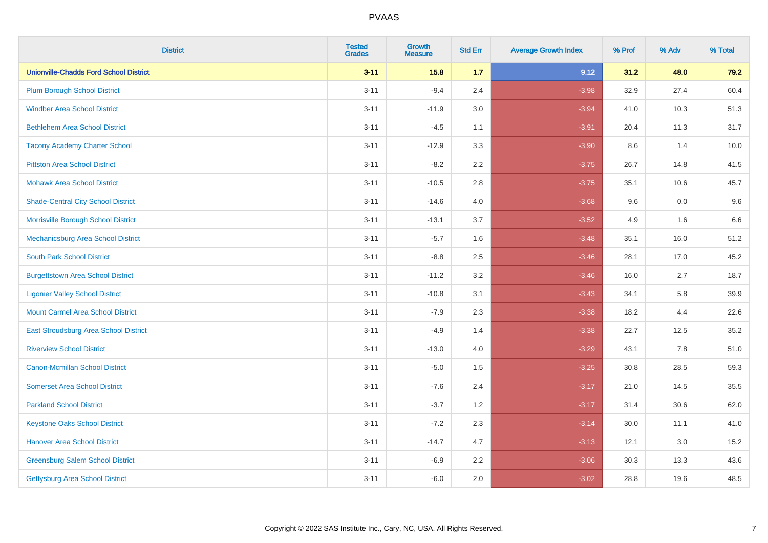| District | Tested Grades | Growth Measure | Std Err | Average Growth Index | % Prof | % Adv | % Total |
|---|---|---|---|---|---|---|---|
| **Unionville-Chadds Ford School District** | **3-11** | **15.8** | **1.7** | **9.12** | **31.2** | **48.0** | **79.2** |
| Plum Borough School District | 3-11 | -9.4 | 2.4 | -3.98 | 32.9 | 27.4 | 60.4 |
| Windber Area School District | 3-11 | -11.9 | 3.0 | -3.94 | 41.0 | 10.3 | 51.3 |
| Bethlehem Area School District | 3-11 | -4.5 | 1.1 | -3.91 | 20.4 | 11.3 | 31.7 |
| Tacony Academy Charter School | 3-11 | -12.9 | 3.3 | -3.90 | 8.6 | 1.4 | 10.0 |
| Pittston Area School District | 3-11 | -8.2 | 2.2 | -3.75 | 26.7 | 14.8 | 41.5 |
| Mohawk Area School District | 3-11 | -10.5 | 2.8 | -3.75 | 35.1 | 10.6 | 45.7 |
| Shade-Central City School District | 3-11 | -14.6 | 4.0 | -3.68 | 9.6 | 0.0 | 9.6 |
| Morrisville Borough School District | 3-11 | -13.1 | 3.7 | -3.52 | 4.9 | 1.6 | 6.6 |
| Mechanicsburg Area School District | 3-11 | -5.7 | 1.6 | -3.48 | 35.1 | 16.0 | 51.2 |
| South Park School District | 3-11 | -8.8 | 2.5 | -3.46 | 28.1 | 17.0 | 45.2 |
| Burgettstown Area School District | 3-11 | -11.2 | 3.2 | -3.46 | 16.0 | 2.7 | 18.7 |
| Ligonier Valley School District | 3-11 | -10.8 | 3.1 | -3.43 | 34.1 | 5.8 | 39.9 |
| Mount Carmel Area School District | 3-11 | -7.9 | 2.3 | -3.38 | 18.2 | 4.4 | 22.6 |
| East Stroudsburg Area School District | 3-11 | -4.9 | 1.4 | -3.38 | 22.7 | 12.5 | 35.2 |
| Riverview School District | 3-11 | -13.0 | 4.0 | -3.29 | 43.1 | 7.8 | 51.0 |
| Canon-Mcmillan School District | 3-11 | -5.0 | 1.5 | -3.25 | 30.8 | 28.5 | 59.3 |
| Somerset Area School District | 3-11 | -7.6 | 2.4 | -3.17 | 21.0 | 14.5 | 35.5 |
| Parkland School District | 3-11 | -3.7 | 1.2 | -3.17 | 31.4 | 30.6 | 62.0 |
| Keystone Oaks School District | 3-11 | -7.2 | 2.3 | -3.14 | 30.0 | 11.1 | 41.0 |
| Hanover Area School District | 3-11 | -14.7 | 4.7 | -3.13 | 12.1 | 3.0 | 15.2 |
| Greensburg Salem School District | 3-11 | -6.9 | 2.2 | -3.06 | 30.3 | 13.3 | 43.6 |
| Gettysburg Area School District | 3-11 | -6.0 | 2.0 | -3.02 | 28.8 | 19.6 | 48.5 |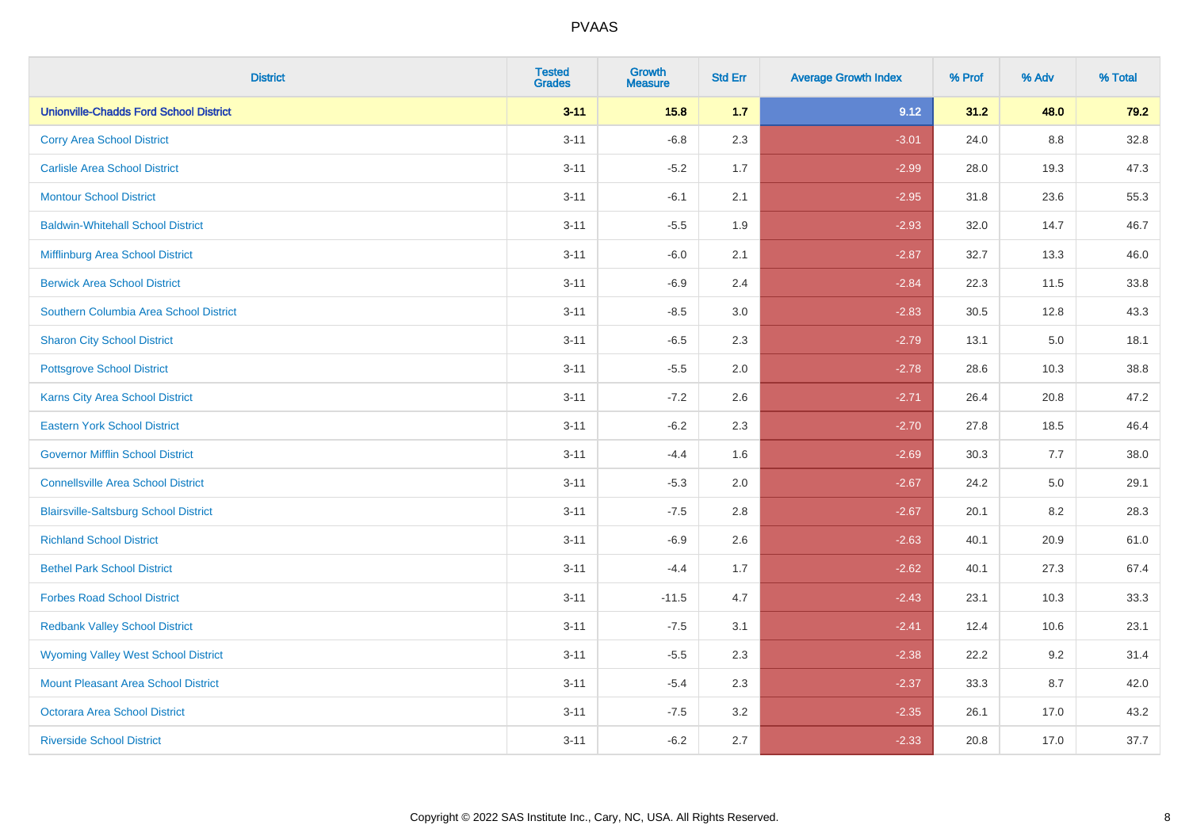# PVAAS

| District | Tested Grades | Growth Measure | Std Err | Average Growth Index | % Prof | % Adv | % Total |
|---|---|---|---|---|---|---|---|
| **Unionville-Chadds Ford School District** | **3-11** | **15.8** | **1.7** | **9.12** | **31.2** | **48.0** | **79.2** |
| Corry Area School District | 3-11 | -6.8 | 2.3 | -3.01 | 24.0 | 8.8 | 32.8 |
| Carlisle Area School District | 3-11 | -5.2 | 1.7 | -2.99 | 28.0 | 19.3 | 47.3 |
| Montour School District | 3-11 | -6.1 | 2.1 | -2.95 | 31.8 | 23.6 | 55.3 |
| Baldwin-Whitehall School District | 3-11 | -5.5 | 1.9 | -2.93 | 32.0 | 14.7 | 46.7 |
| Mifflinburg Area School District | 3-11 | -6.0 | 2.1 | -2.87 | 32.7 | 13.3 | 46.0 |
| Berwick Area School District | 3-11 | -6.9 | 2.4 | -2.84 | 22.3 | 11.5 | 33.8 |
| Southern Columbia Area School District | 3-11 | -8.5 | 3.0 | -2.83 | 30.5 | 12.8 | 43.3 |
| Sharon City School District | 3-11 | -6.5 | 2.3 | -2.79 | 13.1 | 5.0 | 18.1 |
| Pottsgrove School District | 3-11 | -5.5 | 2.0 | -2.78 | 28.6 | 10.3 | 38.8 |
| Karns City Area School District | 3-11 | -7.2 | 2.6 | -2.71 | 26.4 | 20.8 | 47.2 |
| Eastern York School District | 3-11 | -6.2 | 2.3 | -2.70 | 27.8 | 18.5 | 46.4 |
| Governor Mifflin School District | 3-11 | -4.4 | 1.6 | -2.69 | 30.3 | 7.7 | 38.0 |
| Connellsville Area School District | 3-11 | -5.3 | 2.0 | -2.67 | 24.2 | 5.0 | 29.1 |
| Blairsville-Saltsburg School District | 3-11 | -7.5 | 2.8 | -2.67 | 20.1 | 8.2 | 28.3 |
| Richland School District | 3-11 | -6.9 | 2.6 | -2.63 | 40.1 | 20.9 | 61.0 |
| Bethel Park School District | 3-11 | -4.4 | 1.7 | -2.62 | 40.1 | 27.3 | 67.4 |
| Forbes Road School District | 3-11 | -11.5 | 4.7 | -2.43 | 23.1 | 10.3 | 33.3 |
| Redbank Valley School District | 3-11 | -7.5 | 3.1 | -2.41 | 12.4 | 10.6 | 23.1 |
| Wyoming Valley West School District | 3-11 | -5.5 | 2.3 | -2.38 | 22.2 | 9.2 | 31.4 |
| Mount Pleasant Area School District | 3-11 | -5.4 | 2.3 | -2.37 | 33.3 | 8.7 | 42.0 |
| Octorara Area School District | 3-11 | -7.5 | 3.2 | -2.35 | 26.1 | 17.0 | 43.2 |
| Riverside School District | 3-11 | -6.2 | 2.7 | -2.33 | 20.8 | 17.0 | 37.7 |

Copyright © 2022 SAS Institute Inc., Cary, NC, USA. All Rights Reserved.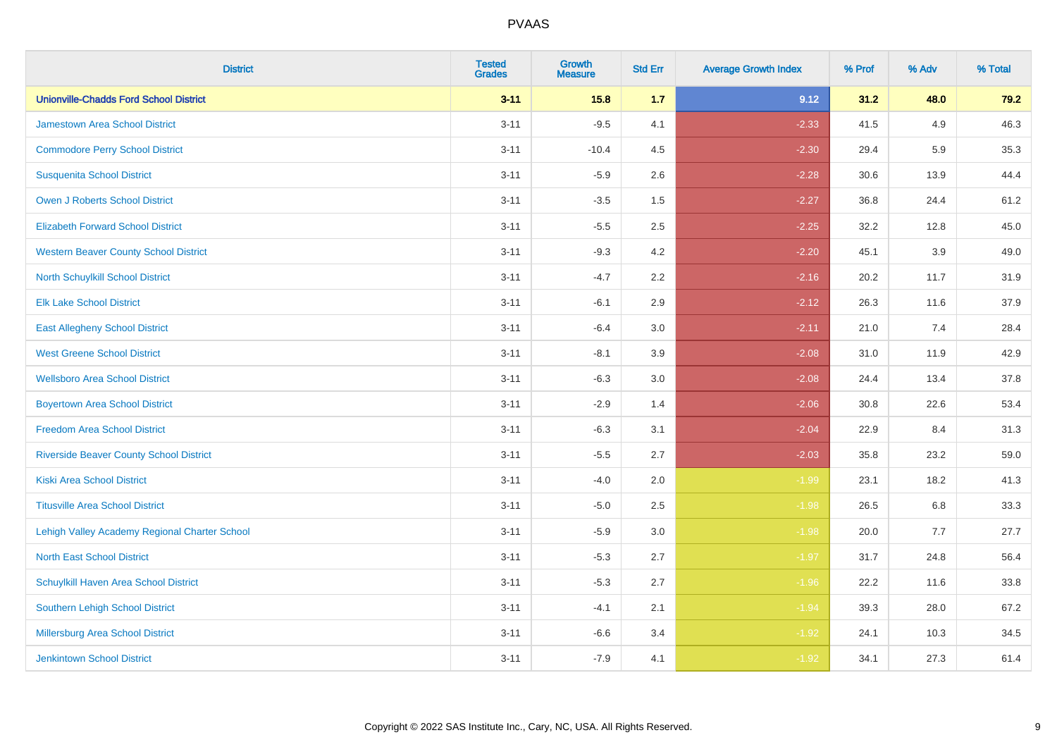| District | Tested Grades | Growth Measure | Std Err | Average Growth Index | % Prof | % Adv | % Total |
|---|---|---|---|---|---|---|---|
| **Unionville-Chadds Ford School District** | **3-11** | **15.8** | **1.7** | **9.12** | **31.2** | **48.0** | **79.2** |
| Jamestown Area School District | 3-11 | -9.5 | 4.1 | -2.33 | 41.5 | 4.9 | 46.3 |
| Commodore Perry School District | 3-11 | -10.4 | 4.5 | -2.30 | 29.4 | 5.9 | 35.3 |
| Susquenita School District | 3-11 | -5.9 | 2.6 | -2.28 | 30.6 | 13.9 | 44.4 |
| Owen J Roberts School District | 3-11 | -3.5 | 1.5 | -2.27 | 36.8 | 24.4 | 61.2 |
| Elizabeth Forward School District | 3-11 | -5.5 | 2.5 | -2.25 | 32.2 | 12.8 | 45.0 |
| Western Beaver County School District | 3-11 | -9.3 | 4.2 | -2.20 | 45.1 | 3.9 | 49.0 |
| North Schuylkill School District | 3-11 | -4.7 | 2.2 | -2.16 | 20.2 | 11.7 | 31.9 |
| Elk Lake School District | 3-11 | -6.1 | 2.9 | -2.12 | 26.3 | 11.6 | 37.9 |
| East Allegheny School District | 3-11 | -6.4 | 3.0 | -2.11 | 21.0 | 7.4 | 28.4 |
| West Greene School District | 3-11 | -8.1 | 3.9 | -2.08 | 31.0 | 11.9 | 42.9 |
| Wellsboro Area School District | 3-11 | -6.3 | 3.0 | -2.08 | 24.4 | 13.4 | 37.8 |
| Boyertown Area School District | 3-11 | -2.9 | 1.4 | -2.06 | 30.8 | 22.6 | 53.4 |
| Freedom Area School District | 3-11 | -6.3 | 3.1 | -2.04 | 22.9 | 8.4 | 31.3 |
| Riverside Beaver County School District | 3-11 | -5.5 | 2.7 | -2.03 | 35.8 | 23.2 | 59.0 |
| Kiski Area School District | 3-11 | -4.0 | 2.0 | -1.99 | 23.1 | 18.2 | 41.3 |
| Titusville Area School District | 3-11 | -5.0 | 2.5 | -1.98 | 26.5 | 6.8 | 33.3 |
| Lehigh Valley Academy Regional Charter School | 3-11 | -5.9 | 3.0 | -1.98 | 20.0 | 7.7 | 27.7 |
| North East School District | 3-11 | -5.3 | 2.7 | -1.97 | 31.7 | 24.8 | 56.4 |
| Schuylkill Haven Area School District | 3-11 | -5.3 | 2.7 | -1.96 | 22.2 | 11.6 | 33.8 |
| Southern Lehigh School District | 3-11 | -4.1 | 2.1 | -1.94 | 39.3 | 28.0 | 67.2 |
| Millersburg Area School District | 3-11 | -6.6 | 3.4 | -1.92 | 24.1 | 10.3 | 34.5 |
| Jenkintown School District | 3-11 | -7.9 | 4.1 | -1.92 | 34.1 | 27.3 | 61.4 |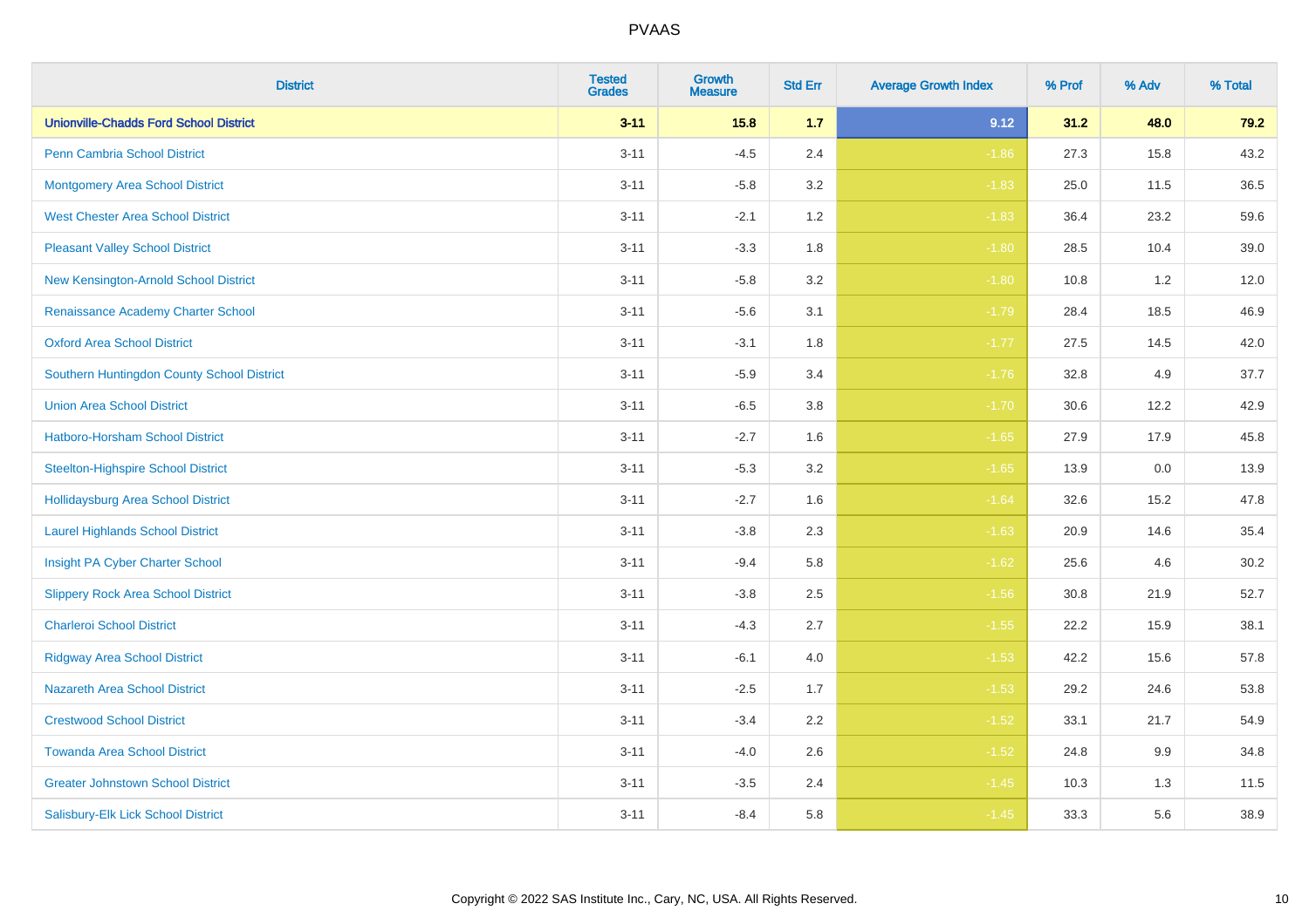# PVAAS

| District | Tested Grades | Growth Measure | Std Err | Average Growth Index | % Prof | % Adv | % Total |
|---|---|---|---|---|---|---|---|
| **Unionville-Chadds Ford School District** | **3-11** | **15.8** | **1.7** | **9.12** | **31.2** | **48.0** | **79.2** |
| Penn Cambria School District | 3-11 | -4.5 | 2.4 | -1.86 | 27.3 | 15.8 | 43.2 |
| Montgomery Area School District | 3-11 | -5.8 | 3.2 | -1.83 | 25.0 | 11.5 | 36.5 |
| West Chester Area School District | 3-11 | -2.1 | 1.2 | -1.83 | 36.4 | 23.2 | 59.6 |
| Pleasant Valley School District | 3-11 | -3.3 | 1.8 | -1.80 | 28.5 | 10.4 | 39.0 |
| New Kensington-Arnold School District | 3-11 | -5.8 | 3.2 | -1.80 | 10.8 | 1.2 | 12.0 |
| Renaissance Academy Charter School | 3-11 | -5.6 | 3.1 | -1.79 | 28.4 | 18.5 | 46.9 |
| Oxford Area School District | 3-11 | -3.1 | 1.8 | -1.77 | 27.5 | 14.5 | 42.0 |
| Southern Huntingdon County School District | 3-11 | -5.9 | 3.4 | -1.76 | 32.8 | 4.9 | 37.7 |
| Union Area School District | 3-11 | -6.5 | 3.8 | -1.70 | 30.6 | 12.2 | 42.9 |
| Hatboro-Horsham School District | 3-11 | -2.7 | 1.6 | -1.65 | 27.9 | 17.9 | 45.8 |
| Steelton-Highspire School District | 3-11 | -5.3 | 3.2 | -1.65 | 13.9 | 0.0 | 13.9 |
| Hollidaysburg Area School District | 3-11 | -2.7 | 1.6 | -1.64 | 32.6 | 15.2 | 47.8 |
| Laurel Highlands School District | 3-11 | -3.8 | 2.3 | -1.63 | 20.9 | 14.6 | 35.4 |
| Insight PA Cyber Charter School | 3-11 | -9.4 | 5.8 | -1.62 | 25.6 | 4.6 | 30.2 |
| Slippery Rock Area School District | 3-11 | -3.8 | 2.5 | -1.56 | 30.8 | 21.9 | 52.7 |
| Charleroi School District | 3-11 | -4.3 | 2.7 | -1.55 | 22.2 | 15.9 | 38.1 |
| Ridgway Area School District | 3-11 | -6.1 | 4.0 | -1.53 | 42.2 | 15.6 | 57.8 |
| Nazareth Area School District | 3-11 | -2.5 | 1.7 | -1.53 | 29.2 | 24.6 | 53.8 |
| Crestwood School District | 3-11 | -3.4 | 2.2 | -1.52 | 33.1 | 21.7 | 54.9 |
| Towanda Area School District | 3-11 | -4.0 | 2.6 | -1.52 | 24.8 | 9.9 | 34.8 |
| Greater Johnstown School District | 3-11 | -3.5 | 2.4 | -1.45 | 10.3 | 1.3 | 11.5 |
| Salisbury-Elk Lick School District | 3-11 | -8.4 | 5.8 | -1.45 | 33.3 | 5.6 | 38.9 |

Copyright © 2022 SAS Institute Inc., Cary, NC, USA. All Rights Reserved.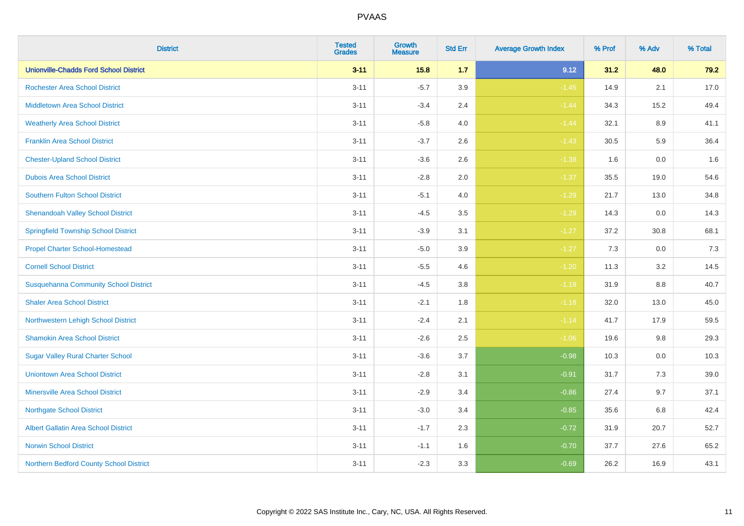| District | Tested Grades | Growth Measure | Std Err | Average Growth Index | % Prof | % Adv | % Total |
|---|---|---|---|---|---|---|---|
| **Unionville-Chadds Ford School District** | **3-11** | **15.8** | **1.7** | **9.12** | **31.2** | **48.0** | **79.2** |
| Rochester Area School District | 3-11 | -5.7 | 3.9 | -1.45 | 14.9 | 2.1 | 17.0 |
| Middletown Area School District | 3-11 | -3.4 | 2.4 | -1.44 | 34.3 | 15.2 | 49.4 |
| Weatherly Area School District | 3-11 | -5.8 | 4.0 | -1.44 | 32.1 | 8.9 | 41.1 |
| Franklin Area School District | 3-11 | -3.7 | 2.6 | -1.43 | 30.5 | 5.9 | 36.4 |
| Chester-Upland School District | 3-11 | -3.6 | 2.6 | -1.38 | 1.6 | 0.0 | 1.6 |
| Dubois Area School District | 3-11 | -2.8 | 2.0 | -1.37 | 35.5 | 19.0 | 54.6 |
| Southern Fulton School District | 3-11 | -5.1 | 4.0 | -1.29 | 21.7 | 13.0 | 34.8 |
| Shenandoah Valley School District | 3-11 | -4.5 | 3.5 | -1.29 | 14.3 | 0.0 | 14.3 |
| Springfield Township School District | 3-11 | -3.9 | 3.1 | -1.27 | 37.2 | 30.8 | 68.1 |
| Propel Charter School-Homestead | 3-11 | -5.0 | 3.9 | -1.27 | 7.3 | 0.0 | 7.3 |
| Cornell School District | 3-11 | -5.5 | 4.6 | -1.20 | 11.3 | 3.2 | 14.5 |
| Susquehanna Community School District | 3-11 | -4.5 | 3.8 | -1.19 | 31.9 | 8.8 | 40.7 |
| Shaler Area School District | 3-11 | -2.1 | 1.8 | -1.18 | 32.0 | 13.0 | 45.0 |
| Northwestern Lehigh School District | 3-11 | -2.4 | 2.1 | -1.14 | 41.7 | 17.9 | 59.5 |
| Shamokin Area School District | 3-11 | -2.6 | 2.5 | -1.06 | 19.6 | 9.8 | 29.3 |
| Sugar Valley Rural Charter School | 3-11 | -3.6 | 3.7 | -0.98 | 10.3 | 0.0 | 10.3 |
| Uniontown Area School District | 3-11 | -2.8 | 3.1 | -0.91 | 31.7 | 7.3 | 39.0 |
| Minersville Area School District | 3-11 | -2.9 | 3.4 | -0.86 | 27.4 | 9.7 | 37.1 |
| Northgate School District | 3-11 | -3.0 | 3.4 | -0.85 | 35.6 | 6.8 | 42.4 |
| Albert Gallatin Area School District | 3-11 | -1.7 | 2.3 | -0.72 | 31.9 | 20.7 | 52.7 |
| Norwin School District | 3-11 | -1.1 | 1.6 | -0.70 | 37.7 | 27.6 | 65.2 |
| Northern Bedford County School District | 3-11 | -2.3 | 3.3 | -0.69 | 26.2 | 16.9 | 43.1 |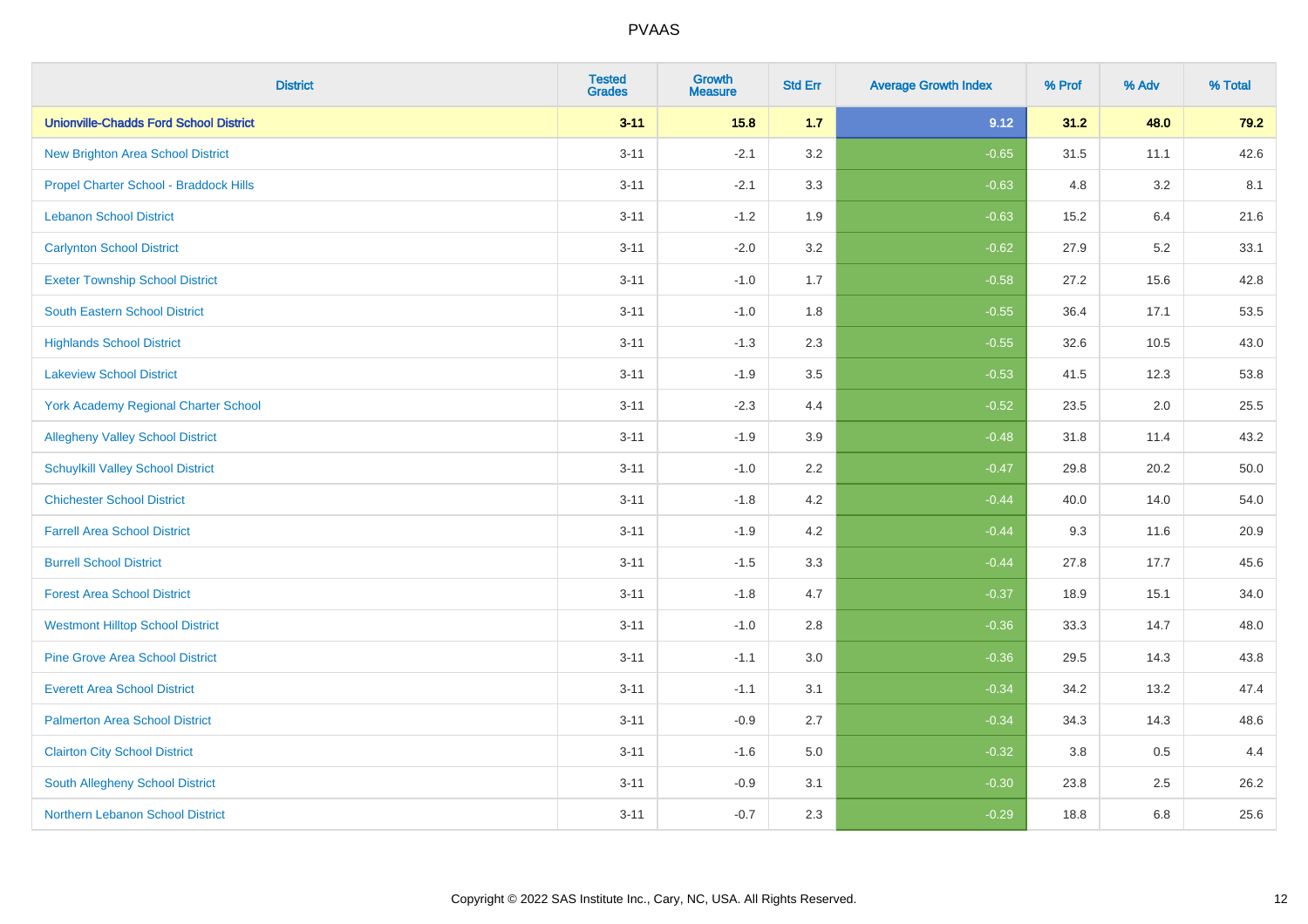| District | Tested Grades | Growth Measure | Std Err | Average Growth Index | % Prof | % Adv | % Total |
|---|---|---|---|---|---|---|---|
| **Unionville-Chadds Ford School District** | **3-11** | **15.8** | **1.7** | **9.12** | **31.2** | **48.0** | **79.2** |
| New Brighton Area School District | 3-11 | -2.1 | 3.2 | -0.65 | 31.5 | 11.1 | 42.6 |
| Propel Charter School - Braddock Hills | 3-11 | -2.1 | 3.3 | -0.63 | 4.8 | 3.2 | 8.1 |
| Lebanon School District | 3-11 | -1.2 | 1.9 | -0.63 | 15.2 | 6.4 | 21.6 |
| Carlynton School District | 3-11 | -2.0 | 3.2 | -0.62 | 27.9 | 5.2 | 33.1 |
| Exeter Township School District | 3-11 | -1.0 | 1.7 | -0.58 | 27.2 | 15.6 | 42.8 |
| South Eastern School District | 3-11 | -1.0 | 1.8 | -0.55 | 36.4 | 17.1 | 53.5 |
| Highlands School District | 3-11 | -1.3 | 2.3 | -0.55 | 32.6 | 10.5 | 43.0 |
| Lakeview School District | 3-11 | -1.9 | 3.5 | -0.53 | 41.5 | 12.3 | 53.8 |
| York Academy Regional Charter School | 3-11 | -2.3 | 4.4 | -0.52 | 23.5 | 2.0 | 25.5 |
| Allegheny Valley School District | 3-11 | -1.9 | 3.9 | -0.48 | 31.8 | 11.4 | 43.2 |
| Schuylkill Valley School District | 3-11 | -1.0 | 2.2 | -0.47 | 29.8 | 20.2 | 50.0 |
| Chichester School District | 3-11 | -1.8 | 4.2 | -0.44 | 40.0 | 14.0 | 54.0 |
| Farrell Area School District | 3-11 | -1.9 | 4.2 | -0.44 | 9.3 | 11.6 | 20.9 |
| Burrell School District | 3-11 | -1.5 | 3.3 | -0.44 | 27.8 | 17.7 | 45.6 |
| Forest Area School District | 3-11 | -1.8 | 4.7 | -0.37 | 18.9 | 15.1 | 34.0 |
| Westmont Hilltop School District | 3-11 | -1.0 | 2.8 | -0.36 | 33.3 | 14.7 | 48.0 |
| Pine Grove Area School District | 3-11 | -1.1 | 3.0 | -0.36 | 29.5 | 14.3 | 43.8 |
| Everett Area School District | 3-11 | -1.1 | 3.1 | -0.34 | 34.2 | 13.2 | 47.4 |
| Palmerton Area School District | 3-11 | -0.9 | 2.7 | -0.34 | 34.3 | 14.3 | 48.6 |
| Clairton City School District | 3-11 | -1.6 | 5.0 | -0.32 | 3.8 | 0.5 | 4.4 |
| South Allegheny School District | 3-11 | -0.9 | 3.1 | -0.30 | 23.8 | 2.5 | 26.2 |
| Northern Lebanon School District | 3-11 | -0.7 | 2.3 | -0.29 | 18.8 | 6.8 | 25.6 |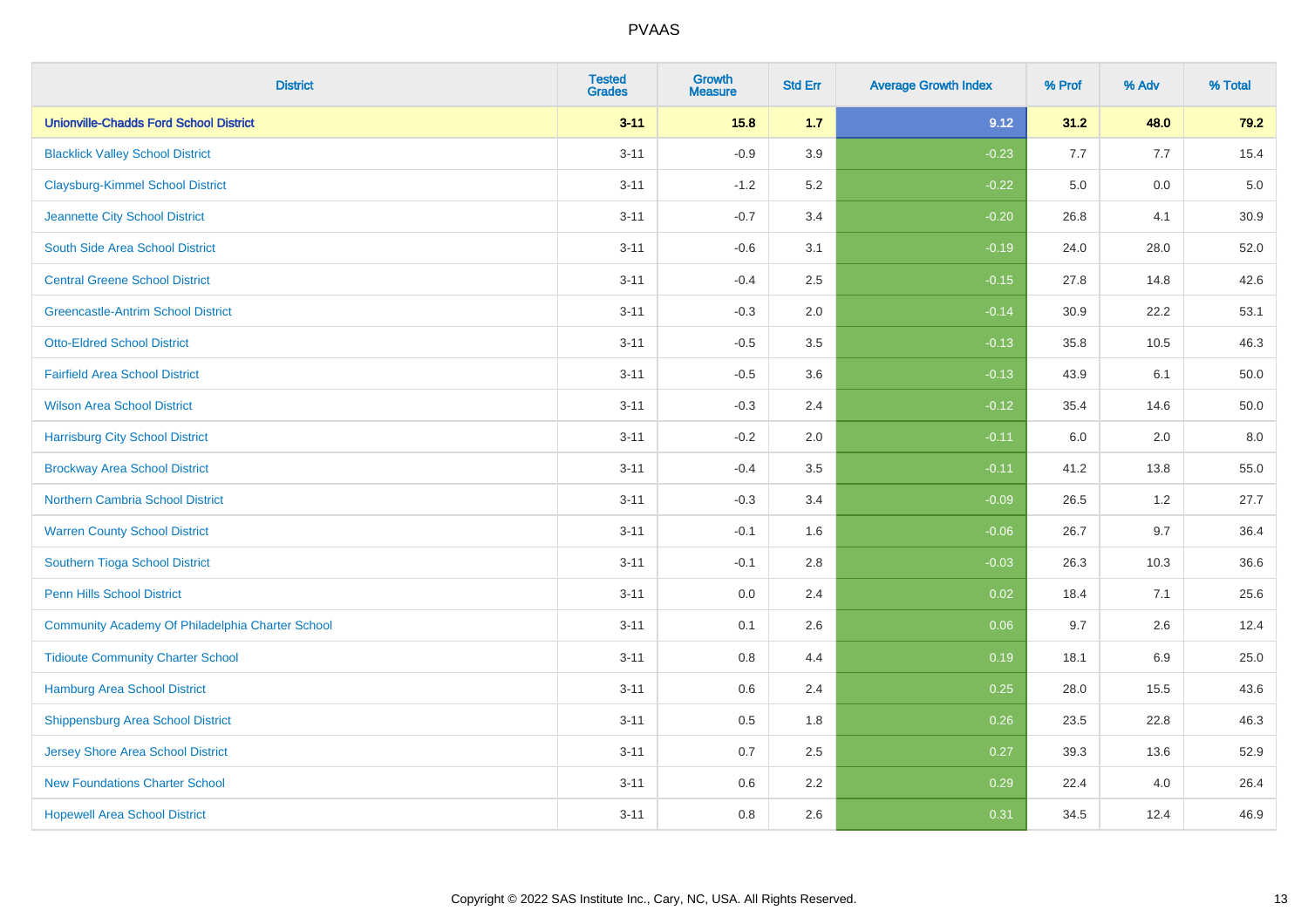| District | Tested Grades | Growth Measure | Std Err | Average Growth Index | % Prof | % Adv | % Total |
|---|---|---|---|---|---|---|---|
| **Unionville-Chadds Ford School District** | **3-11** | **15.8** | **1.7** | **9.12** | **31.2** | **48.0** | **79.2** |
| Blacklick Valley School District | 3-11 | -0.9 | 3.9 | -0.23 | 7.7 | 7.7 | 15.4 |
| Claysburg-Kimmel School District | 3-11 | -1.2 | 5.2 | -0.22 | 5.0 | 0.0 | 5.0 |
| Jeannette City School District | 3-11 | -0.7 | 3.4 | -0.20 | 26.8 | 4.1 | 30.9 |
| South Side Area School District | 3-11 | -0.6 | 3.1 | -0.19 | 24.0 | 28.0 | 52.0 |
| Central Greene School District | 3-11 | -0.4 | 2.5 | -0.15 | 27.8 | 14.8 | 42.6 |
| Greencastle-Antrim School District | 3-11 | -0.3 | 2.0 | -0.14 | 30.9 | 22.2 | 53.1 |
| Otto-Eldred School District | 3-11 | -0.5 | 3.5 | -0.13 | 35.8 | 10.5 | 46.3 |
| Fairfield Area School District | 3-11 | -0.5 | 3.6 | -0.13 | 43.9 | 6.1 | 50.0 |
| Wilson Area School District | 3-11 | -0.3 | 2.4 | -0.12 | 35.4 | 14.6 | 50.0 |
| Harrisburg City School District | 3-11 | -0.2 | 2.0 | -0.11 | 6.0 | 2.0 | 8.0 |
| Brockway Area School District | 3-11 | -0.4 | 3.5 | -0.11 | 41.2 | 13.8 | 55.0 |
| Northern Cambria School District | 3-11 | -0.3 | 3.4 | -0.09 | 26.5 | 1.2 | 27.7 |
| Warren County School District | 3-11 | -0.1 | 1.6 | -0.06 | 26.7 | 9.7 | 36.4 |
| Southern Tioga School District | 3-11 | -0.1 | 2.8 | -0.03 | 26.3 | 10.3 | 36.6 |
| Penn Hills School District | 3-11 | 0.0 | 2.4 | 0.02 | 18.4 | 7.1 | 25.6 |
| Community Academy Of Philadelphia Charter School | 3-11 | 0.1 | 2.6 | 0.06 | 9.7 | 2.6 | 12.4 |
| Tidioute Community Charter School | 3-11 | 0.8 | 4.4 | 0.19 | 18.1 | 6.9 | 25.0 |
| Hamburg Area School District | 3-11 | 0.6 | 2.4 | 0.25 | 28.0 | 15.5 | 43.6 |
| Shippensburg Area School District | 3-11 | 0.5 | 1.8 | 0.26 | 23.5 | 22.8 | 46.3 |
| Jersey Shore Area School District | 3-11 | 0.7 | 2.5 | 0.27 | 39.3 | 13.6 | 52.9 |
| New Foundations Charter School | 3-11 | 0.6 | 2.2 | 0.29 | 22.4 | 4.0 | 26.4 |
| Hopewell Area School District | 3-11 | 0.8 | 2.6 | 0.31 | 34.5 | 12.4 | 46.9 |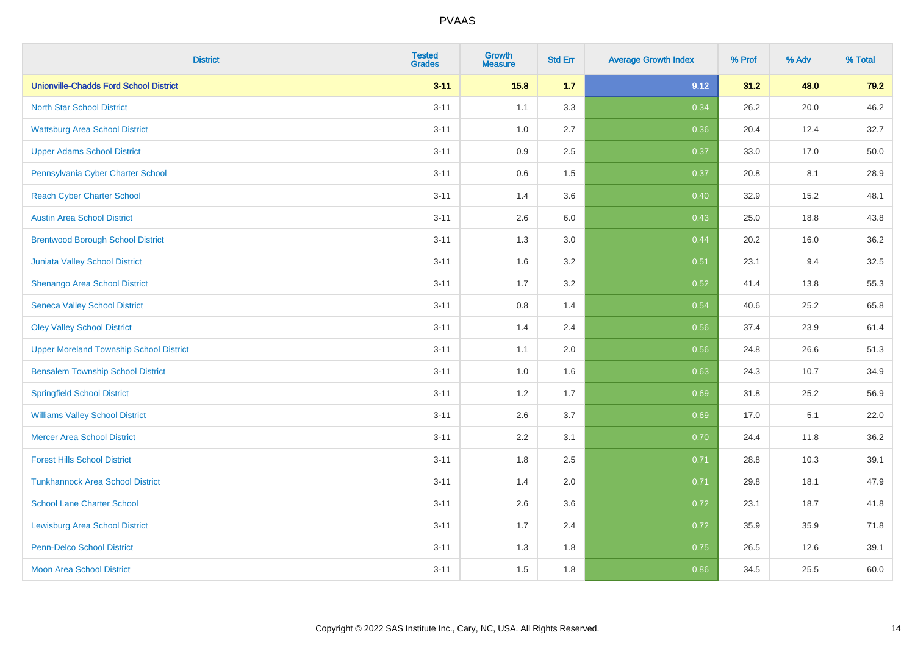| District | Tested Grades | Growth Measure | Std Err | Average Growth Index | % Prof | % Adv | % Total |
|---|---|---|---|---|---|---|---|
| **Unionville-Chadds Ford School District** | **3-11** | **15.8** | **1.7** | **9.12** | **31.2** | **48.0** | **79.2** |
| North Star School District | 3-11 | 1.1 | 3.3 | 0.34 | 26.2 | 20.0 | 46.2 |
| Wattsburg Area School District | 3-11 | 1.0 | 2.7 | 0.36 | 20.4 | 12.4 | 32.7 |
| Upper Adams School District | 3-11 | 0.9 | 2.5 | 0.37 | 33.0 | 17.0 | 50.0 |
| Pennsylvania Cyber Charter School | 3-11 | 0.6 | 1.5 | 0.37 | 20.8 | 8.1 | 28.9 |
| Reach Cyber Charter School | 3-11 | 1.4 | 3.6 | 0.40 | 32.9 | 15.2 | 48.1 |
| Austin Area School District | 3-11 | 2.6 | 6.0 | 0.43 | 25.0 | 18.8 | 43.8 |
| Brentwood Borough School District | 3-11 | 1.3 | 3.0 | 0.44 | 20.2 | 16.0 | 36.2 |
| Juniata Valley School District | 3-11 | 1.6 | 3.2 | 0.51 | 23.1 | 9.4 | 32.5 |
| Shenango Area School District | 3-11 | 1.7 | 3.2 | 0.52 | 41.4 | 13.8 | 55.3 |
| Seneca Valley School District | 3-11 | 0.8 | 1.4 | 0.54 | 40.6 | 25.2 | 65.8 |
| Oley Valley School District | 3-11 | 1.4 | 2.4 | 0.56 | 37.4 | 23.9 | 61.4 |
| Upper Moreland Township School District | 3-11 | 1.1 | 2.0 | 0.56 | 24.8 | 26.6 | 51.3 |
| Bensalem Township School District | 3-11 | 1.0 | 1.6 | 0.63 | 24.3 | 10.7 | 34.9 |
| Springfield School District | 3-11 | 1.2 | 1.7 | 0.69 | 31.8 | 25.2 | 56.9 |
| Williams Valley School District | 3-11 | 2.6 | 3.7 | 0.69 | 17.0 | 5.1 | 22.0 |
| Mercer Area School District | 3-11 | 2.2 | 3.1 | 0.70 | 24.4 | 11.8 | 36.2 |
| Forest Hills School District | 3-11 | 1.8 | 2.5 | 0.71 | 28.8 | 10.3 | 39.1 |
| Tunkhannock Area School District | 3-11 | 1.4 | 2.0 | 0.71 | 29.8 | 18.1 | 47.9 |
| School Lane Charter School | 3-11 | 2.6 | 3.6 | 0.72 | 23.1 | 18.7 | 41.8 |
| Lewisburg Area School District | 3-11 | 1.7 | 2.4 | 0.72 | 35.9 | 35.9 | 71.8 |
| Penn-Delco School District | 3-11 | 1.3 | 1.8 | 0.75 | 26.5 | 12.6 | 39.1 |
| Moon Area School District | 3-11 | 1.5 | 1.8 | 0.86 | 34.5 | 25.5 | 60.0 |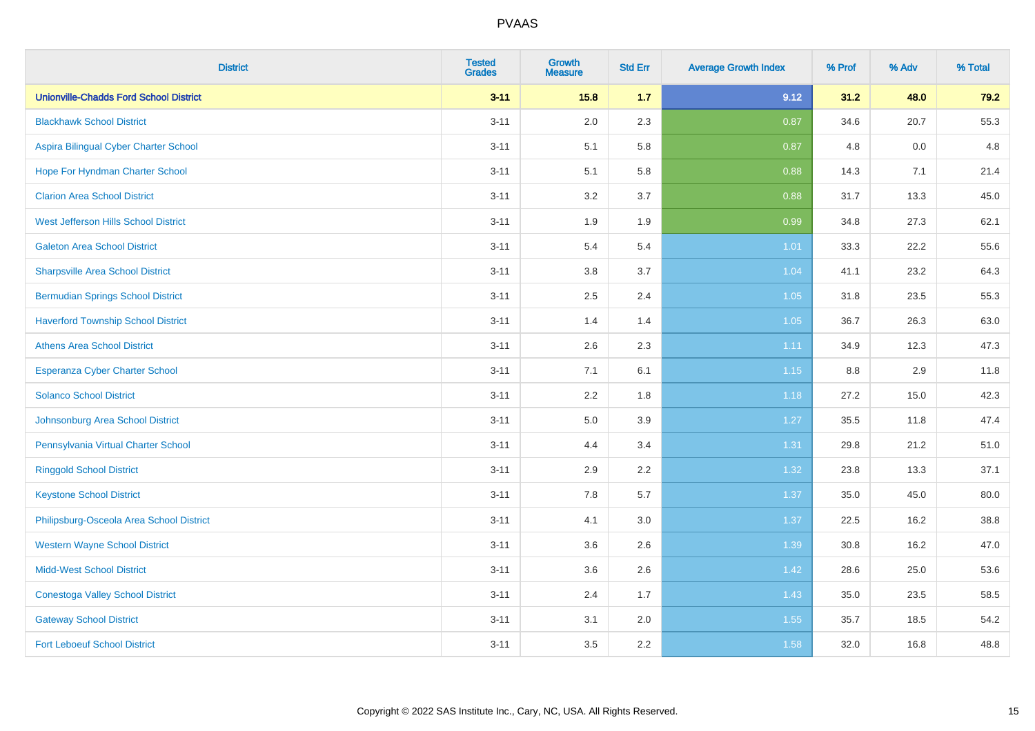# PVAAS

| District | Tested Grades | Growth Measure | Std Err | Average Growth Index | % Prof | % Adv | % Total |
|---|---|---|---|---|---|---|---|
| **Unionville-Chadds Ford School District** | **3-11** | **15.8** | **1.7** | **9.12** | **31.2** | **48.0** | **79.2** |
| Blackhawk School District | 3-11 | 2.0 | 2.3 | 0.87 | 34.6 | 20.7 | 55.3 |
| Aspira Bilingual Cyber Charter School | 3-11 | 5.1 | 5.8 | 0.87 | 4.8 | 0.0 | 4.8 |
| Hope For Hyndman Charter School | 3-11 | 5.1 | 5.8 | 0.88 | 14.3 | 7.1 | 21.4 |
| Clarion Area School District | 3-11 | 3.2 | 3.7 | 0.88 | 31.7 | 13.3 | 45.0 |
| West Jefferson Hills School District | 3-11 | 1.9 | 1.9 | 0.99 | 34.8 | 27.3 | 62.1 |
| Galeton Area School District | 3-11 | 5.4 | 5.4 | 1.01 | 33.3 | 22.2 | 55.6 |
| Sharpsville Area School District | 3-11 | 3.8 | 3.7 | 1.04 | 41.1 | 23.2 | 64.3 |
| Bermudian Springs School District | 3-11 | 2.5 | 2.4 | 1.05 | 31.8 | 23.5 | 55.3 |
| Haverford Township School District | 3-11 | 1.4 | 1.4 | 1.05 | 36.7 | 26.3 | 63.0 |
| Athens Area School District | 3-11 | 2.6 | 2.3 | 1.11 | 34.9 | 12.3 | 47.3 |
| Esperanza Cyber Charter School | 3-11 | 7.1 | 6.1 | 1.15 | 8.8 | 2.9 | 11.8 |
| Solanco School District | 3-11 | 2.2 | 1.8 | 1.18 | 27.2 | 15.0 | 42.3 |
| Johnsonburg Area School District | 3-11 | 5.0 | 3.9 | 1.27 | 35.5 | 11.8 | 47.4 |
| Pennsylvania Virtual Charter School | 3-11 | 4.4 | 3.4 | 1.31 | 29.8 | 21.2 | 51.0 |
| Ringgold School District | 3-11 | 2.9 | 2.2 | 1.32 | 23.8 | 13.3 | 37.1 |
| Keystone School District | 3-11 | 7.8 | 5.7 | 1.37 | 35.0 | 45.0 | 80.0 |
| Philipsburg-Osceola Area School District | 3-11 | 4.1 | 3.0 | 1.37 | 22.5 | 16.2 | 38.8 |
| Western Wayne School District | 3-11 | 3.6 | 2.6 | 1.39 | 30.8 | 16.2 | 47.0 |
| Midd-West School District | 3-11 | 3.6 | 2.6 | 1.42 | 28.6 | 25.0 | 53.6 |
| Conestoga Valley School District | 3-11 | 2.4 | 1.7 | 1.43 | 35.0 | 23.5 | 58.5 |
| Gateway School District | 3-11 | 3.1 | 2.0 | 1.55 | 35.7 | 18.5 | 54.2 |
| Fort Leboeuf School District | 3-11 | 3.5 | 2.2 | 1.58 | 32.0 | 16.8 | 48.8 |

Copyright © 2022 SAS Institute Inc., Cary, NC, USA. All Rights Reserved.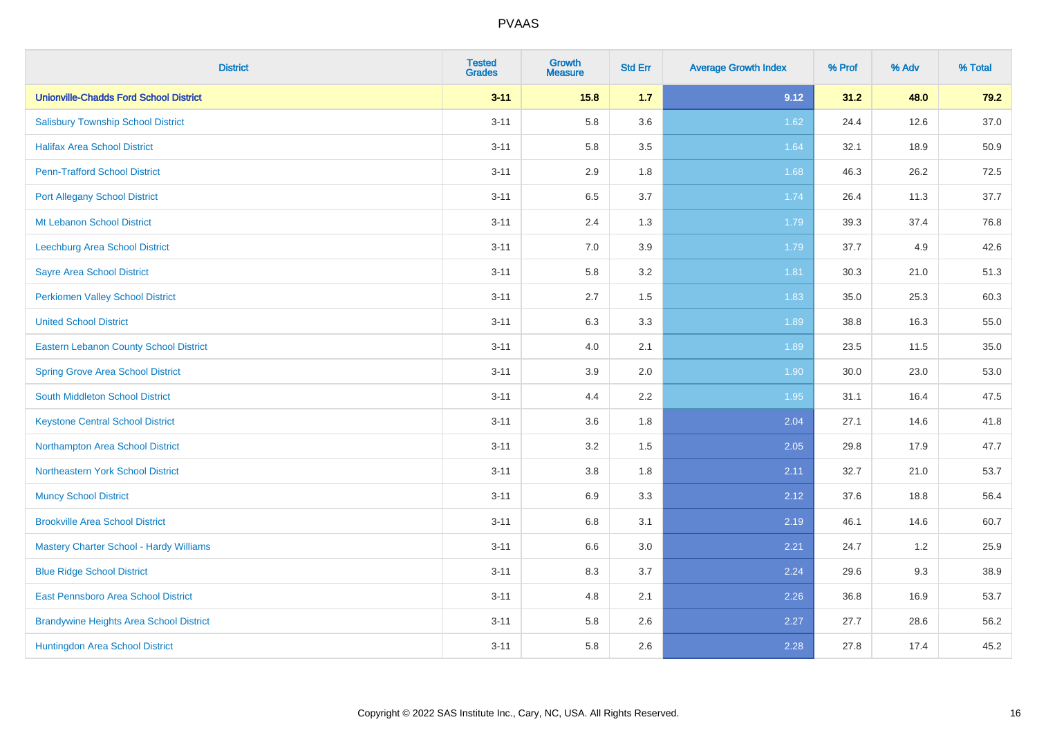# PVAAS

| District | Tested Grades | Growth Measure | Std Err | Average Growth Index | % Prof | % Adv | % Total |
|---|---|---|---|---|---|---|---|
| **Unionville-Chadds Ford School District** | **3-11** | **15.8** | **1.7** | **9.12** | **31.2** | **48.0** | **79.2** |
| Salisbury Township School District | 3-11 | 5.8 | 3.6 | 1.62 | 24.4 | 12.6 | 37.0 |
| Halifax Area School District | 3-11 | 5.8 | 3.5 | 1.64 | 32.1 | 18.9 | 50.9 |
| Penn-Trafford School District | 3-11 | 2.9 | 1.8 | 1.68 | 46.3 | 26.2 | 72.5 |
| Port Allegany School District | 3-11 | 6.5 | 3.7 | 1.74 | 26.4 | 11.3 | 37.7 |
| Mt Lebanon School District | 3-11 | 2.4 | 1.3 | 1.79 | 39.3 | 37.4 | 76.8 |
| Leechburg Area School District | 3-11 | 7.0 | 3.9 | 1.79 | 37.7 | 4.9 | 42.6 |
| Sayre Area School District | 3-11 | 5.8 | 3.2 | 1.81 | 30.3 | 21.0 | 51.3 |
| Perkiomen Valley School District | 3-11 | 2.7 | 1.5 | 1.83 | 35.0 | 25.3 | 60.3 |
| United School District | 3-11 | 6.3 | 3.3 | 1.89 | 38.8 | 16.3 | 55.0 |
| Eastern Lebanon County School District | 3-11 | 4.0 | 2.1 | 1.89 | 23.5 | 11.5 | 35.0 |
| Spring Grove Area School District | 3-11 | 3.9 | 2.0 | 1.90 | 30.0 | 23.0 | 53.0 |
| South Middleton School District | 3-11 | 4.4 | 2.2 | 1.95 | 31.1 | 16.4 | 47.5 |
| Keystone Central School District | 3-11 | 3.6 | 1.8 | 2.04 | 27.1 | 14.6 | 41.8 |
| Northampton Area School District | 3-11 | 3.2 | 1.5 | 2.05 | 29.8 | 17.9 | 47.7 |
| Northeastern York School District | 3-11 | 3.8 | 1.8 | 2.11 | 32.7 | 21.0 | 53.7 |
| Muncy School District | 3-11 | 6.9 | 3.3 | 2.12 | 37.6 | 18.8 | 56.4 |
| Brookville Area School District | 3-11 | 6.8 | 3.1 | 2.19 | 46.1 | 14.6 | 60.7 |
| Mastery Charter School - Hardy Williams | 3-11 | 6.6 | 3.0 | 2.21 | 24.7 | 1.2 | 25.9 |
| Blue Ridge School District | 3-11 | 8.3 | 3.7 | 2.24 | 29.6 | 9.3 | 38.9 |
| East Pennsboro Area School District | 3-11 | 4.8 | 2.1 | 2.26 | 36.8 | 16.9 | 53.7 |
| Brandywine Heights Area School District | 3-11 | 5.8 | 2.6 | 2.27 | 27.7 | 28.6 | 56.2 |
| Huntingdon Area School District | 3-11 | 5.8 | 2.6 | 2.28 | 27.8 | 17.4 | 45.2 |

Copyright © 2022 SAS Institute Inc., Cary, NC, USA. All Rights Reserved.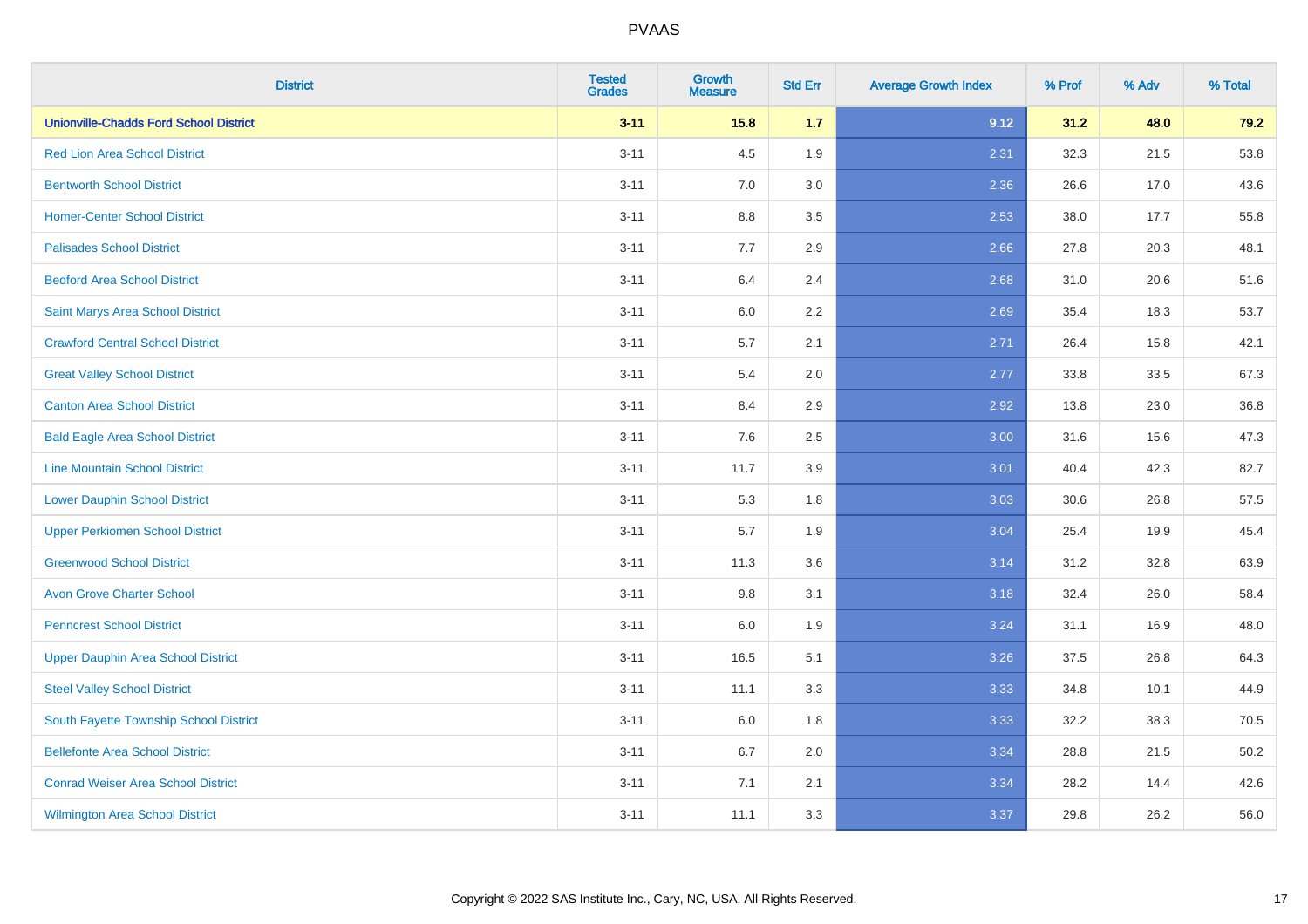# PVAAS

| District | Tested Grades | Growth Measure | Std Err | Average Growth Index | % Prof | % Adv | % Total |
|---|---|---|---|---|---|---|---|
| **Unionville-Chadds Ford School District** | **3-11** | **15.8** | **1.7** | **9.12** | **31.2** | **48.0** | **79.2** |
| Red Lion Area School District | 3-11 | 4.5 | 1.9 | 2.31 | 32.3 | 21.5 | 53.8 |
| Bentworth School District | 3-11 | 7.0 | 3.0 | 2.36 | 26.6 | 17.0 | 43.6 |
| Homer-Center School District | 3-11 | 8.8 | 3.5 | 2.53 | 38.0 | 17.7 | 55.8 |
| Palisades School District | 3-11 | 7.7 | 2.9 | 2.66 | 27.8 | 20.3 | 48.1 |
| Bedford Area School District | 3-11 | 6.4 | 2.4 | 2.68 | 31.0 | 20.6 | 51.6 |
| Saint Marys Area School District | 3-11 | 6.0 | 2.2 | 2.69 | 35.4 | 18.3 | 53.7 |
| Crawford Central School District | 3-11 | 5.7 | 2.1 | 2.71 | 26.4 | 15.8 | 42.1 |
| Great Valley School District | 3-11 | 5.4 | 2.0 | 2.77 | 33.8 | 33.5 | 67.3 |
| Canton Area School District | 3-11 | 8.4 | 2.9 | 2.92 | 13.8 | 23.0 | 36.8 |
| Bald Eagle Area School District | 3-11 | 7.6 | 2.5 | 3.00 | 31.6 | 15.6 | 47.3 |
| Line Mountain School District | 3-11 | 11.7 | 3.9 | 3.01 | 40.4 | 42.3 | 82.7 |
| Lower Dauphin School District | 3-11 | 5.3 | 1.8 | 3.03 | 30.6 | 26.8 | 57.5 |
| Upper Perkiomen School District | 3-11 | 5.7 | 1.9 | 3.04 | 25.4 | 19.9 | 45.4 |
| Greenwood School District | 3-11 | 11.3 | 3.6 | 3.14 | 31.2 | 32.8 | 63.9 |
| Avon Grove Charter School | 3-11 | 9.8 | 3.1 | 3.18 | 32.4 | 26.0 | 58.4 |
| Penncrest School District | 3-11 | 6.0 | 1.9 | 3.24 | 31.1 | 16.9 | 48.0 |
| Upper Dauphin Area School District | 3-11 | 16.5 | 5.1 | 3.26 | 37.5 | 26.8 | 64.3 |
| Steel Valley School District | 3-11 | 11.1 | 3.3 | 3.33 | 34.8 | 10.1 | 44.9 |
| South Fayette Township School District | 3-11 | 6.0 | 1.8 | 3.33 | 32.2 | 38.3 | 70.5 |
| Bellefonte Area School District | 3-11 | 6.7 | 2.0 | 3.34 | 28.8 | 21.5 | 50.2 |
| Conrad Weiser Area School District | 3-11 | 7.1 | 2.1 | 3.34 | 28.2 | 14.4 | 42.6 |
| Wilmington Area School District | 3-11 | 11.1 | 3.3 | 3.37 | 29.8 | 26.2 | 56.0 |

Copyright © 2022 SAS Institute Inc., Cary, NC, USA. All Rights Reserved.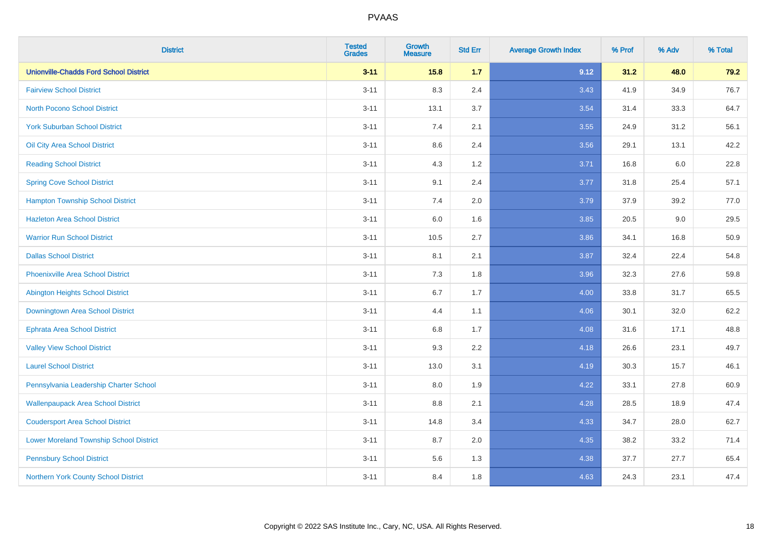# PVAAS

| District | Tested Grades | Growth Measure | Std Err | Average Growth Index | % Prof | % Adv | % Total |
|---|---|---|---|---|---|---|---|
| **Unionville-Chadds Ford School District** | **3-11** | **15.8** | **1.7** | **9.12** | **31.2** | **48.0** | **79.2** |
| Fairview School District | 3-11 | 8.3 | 2.4 | 3.43 | 41.9 | 34.9 | 76.7 |
| North Pocono School District | 3-11 | 13.1 | 3.7 | 3.54 | 31.4 | 33.3 | 64.7 |
| York Suburban School District | 3-11 | 7.4 | 2.1 | 3.55 | 24.9 | 31.2 | 56.1 |
| Oil City Area School District | 3-11 | 8.6 | 2.4 | 3.56 | 29.1 | 13.1 | 42.2 |
| Reading School District | 3-11 | 4.3 | 1.2 | 3.71 | 16.8 | 6.0 | 22.8 |
| Spring Cove School District | 3-11 | 9.1 | 2.4 | 3.77 | 31.8 | 25.4 | 57.1 |
| Hampton Township School District | 3-11 | 7.4 | 2.0 | 3.79 | 37.9 | 39.2 | 77.0 |
| Hazleton Area School District | 3-11 | 6.0 | 1.6 | 3.85 | 20.5 | 9.0 | 29.5 |
| Warrior Run School District | 3-11 | 10.5 | 2.7 | 3.86 | 34.1 | 16.8 | 50.9 |
| Dallas School District | 3-11 | 8.1 | 2.1 | 3.87 | 32.4 | 22.4 | 54.8 |
| Phoenixville Area School District | 3-11 | 7.3 | 1.8 | 3.96 | 32.3 | 27.6 | 59.8 |
| Abington Heights School District | 3-11 | 6.7 | 1.7 | 4.00 | 33.8 | 31.7 | 65.5 |
| Downingtown Area School District | 3-11 | 4.4 | 1.1 | 4.06 | 30.1 | 32.0 | 62.2 |
| Ephrata Area School District | 3-11 | 6.8 | 1.7 | 4.08 | 31.6 | 17.1 | 48.8 |
| Valley View School District | 3-11 | 9.3 | 2.2 | 4.18 | 26.6 | 23.1 | 49.7 |
| Laurel School District | 3-11 | 13.0 | 3.1 | 4.19 | 30.3 | 15.7 | 46.1 |
| Pennsylvania Leadership Charter School | 3-11 | 8.0 | 1.9 | 4.22 | 33.1 | 27.8 | 60.9 |
| Wallenpaupack Area School District | 3-11 | 8.8 | 2.1 | 4.28 | 28.5 | 18.9 | 47.4 |
| Coudersport Area School District | 3-11 | 14.8 | 3.4 | 4.33 | 34.7 | 28.0 | 62.7 |
| Lower Moreland Township School District | 3-11 | 8.7 | 2.0 | 4.35 | 38.2 | 33.2 | 71.4 |
| Pennsbury School District | 3-11 | 5.6 | 1.3 | 4.38 | 37.7 | 27.7 | 65.4 |
| Northern York County School District | 3-11 | 8.4 | 1.8 | 4.63 | 24.3 | 23.1 | 47.4 |

Copyright © 2022 SAS Institute Inc., Cary, NC, USA. All Rights Reserved.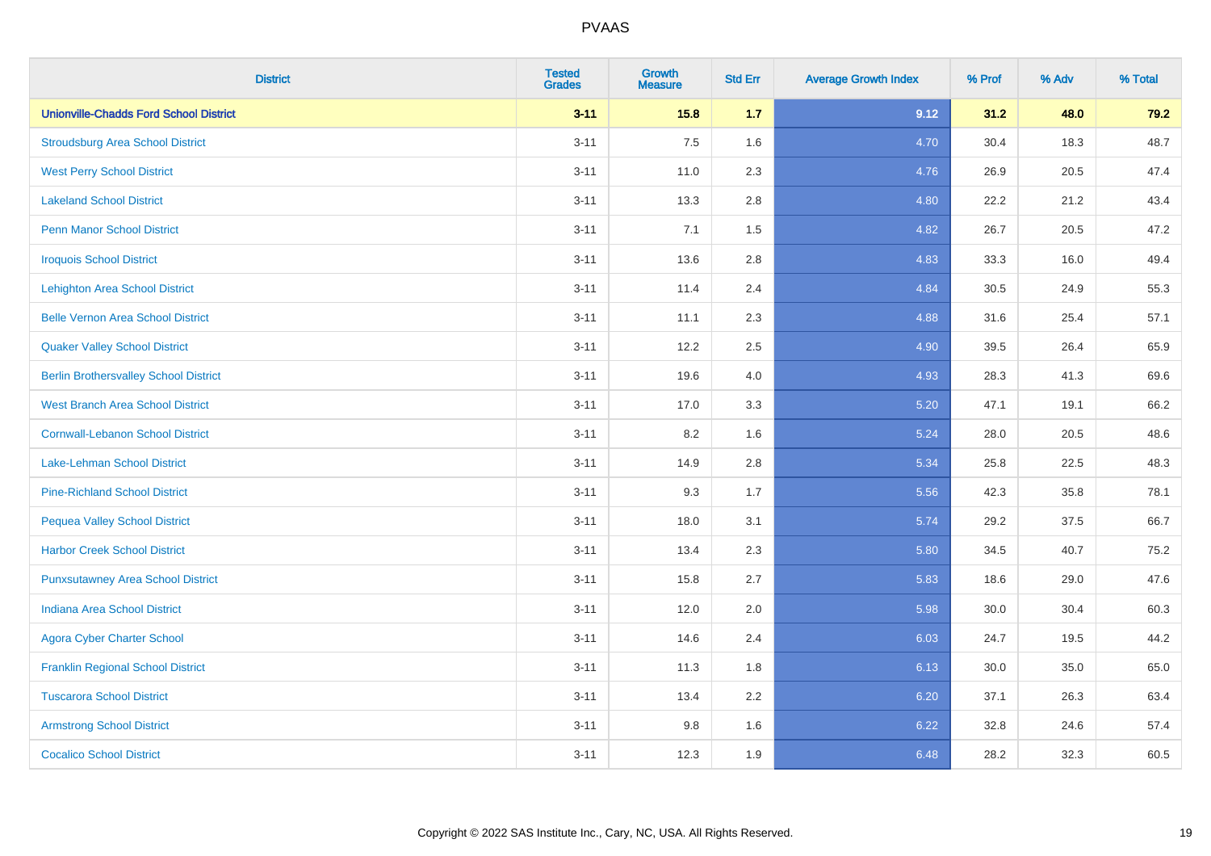| District | Tested Grades | Growth Measure | Std Err | Average Growth Index | % Prof | % Adv | % Total |
|---|---|---|---|---|---|---|---|
| **Unionville-Chadds Ford School District** | **3-11** | **15.8** | **1.7** | **9.12** | **31.2** | **48.0** | **79.2** |
| Stroudsburg Area School District | 3-11 | 7.5 | 1.6 | 4.70 | 30.4 | 18.3 | 48.7 |
| West Perry School District | 3-11 | 11.0 | 2.3 | 4.76 | 26.9 | 20.5 | 47.4 |
| Lakeland School District | 3-11 | 13.3 | 2.8 | 4.80 | 22.2 | 21.2 | 43.4 |
| Penn Manor School District | 3-11 | 7.1 | 1.5 | 4.82 | 26.7 | 20.5 | 47.2 |
| Iroquois School District | 3-11 | 13.6 | 2.8 | 4.83 | 33.3 | 16.0 | 49.4 |
| Lehighton Area School District | 3-11 | 11.4 | 2.4 | 4.84 | 30.5 | 24.9 | 55.3 |
| Belle Vernon Area School District | 3-11 | 11.1 | 2.3 | 4.88 | 31.6 | 25.4 | 57.1 |
| Quaker Valley School District | 3-11 | 12.2 | 2.5 | 4.90 | 39.5 | 26.4 | 65.9 |
| Berlin Brothersvalley School District | 3-11 | 19.6 | 4.0 | 4.93 | 28.3 | 41.3 | 69.6 |
| West Branch Area School District | 3-11 | 17.0 | 3.3 | 5.20 | 47.1 | 19.1 | 66.2 |
| Cornwall-Lebanon School District | 3-11 | 8.2 | 1.6 | 5.24 | 28.0 | 20.5 | 48.6 |
| Lake-Lehman School District | 3-11 | 14.9 | 2.8 | 5.34 | 25.8 | 22.5 | 48.3 |
| Pine-Richland School District | 3-11 | 9.3 | 1.7 | 5.56 | 42.3 | 35.8 | 78.1 |
| Pequea Valley School District | 3-11 | 18.0 | 3.1 | 5.74 | 29.2 | 37.5 | 66.7 |
| Harbor Creek School District | 3-11 | 13.4 | 2.3 | 5.80 | 34.5 | 40.7 | 75.2 |
| Punxsutawney Area School District | 3-11 | 15.8 | 2.7 | 5.83 | 18.6 | 29.0 | 47.6 |
| Indiana Area School District | 3-11 | 12.0 | 2.0 | 5.98 | 30.0 | 30.4 | 60.3 |
| Agora Cyber Charter School | 3-11 | 14.6 | 2.4 | 6.03 | 24.7 | 19.5 | 44.2 |
| Franklin Regional School District | 3-11 | 11.3 | 1.8 | 6.13 | 30.0 | 35.0 | 65.0 |
| Tuscarora School District | 3-11 | 13.4 | 2.2 | 6.20 | 37.1 | 26.3 | 63.4 |
| Armstrong School District | 3-11 | 9.8 | 1.6 | 6.22 | 32.8 | 24.6 | 57.4 |
| Cocalico School District | 3-11 | 12.3 | 1.9 | 6.48 | 28.2 | 32.3 | 60.5 |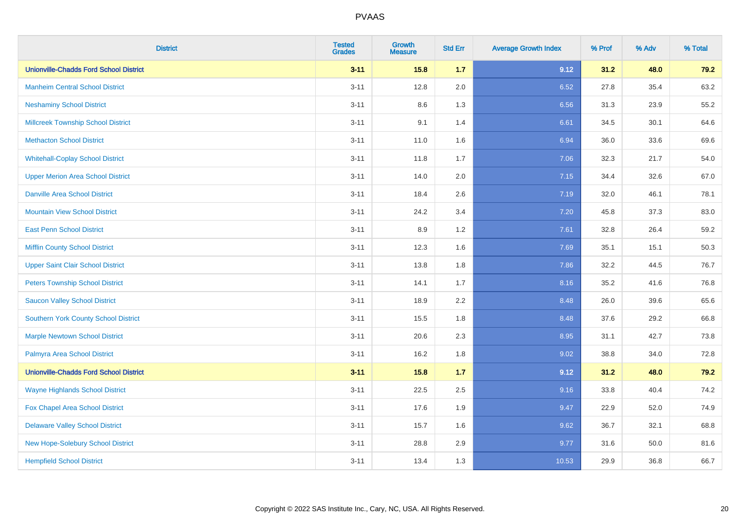# PVAAS

| District | Tested Grades | Growth Measure | Std Err | Average Growth Index | % Prof | % Adv | % Total |
|---|---|---|---|---|---|---|---|
| **Unionville-Chadds Ford School District** | **3-11** | **15.8** | **1.7** | **9.12** | **31.2** | **48.0** | **79.2** |
| Manheim Central School District | 3-11 | 12.8 | 2.0 | 6.52 | 27.8 | 35.4 | 63.2 |
| Neshaminy School District | 3-11 | 8.6 | 1.3 | 6.56 | 31.3 | 23.9 | 55.2 |
| Millcreek Township School District | 3-11 | 9.1 | 1.4 | 6.61 | 34.5 | 30.1 | 64.6 |
| Methacton School District | 3-11 | 11.0 | 1.6 | 6.94 | 36.0 | 33.6 | 69.6 |
| Whitehall-Coplay School District | 3-11 | 11.8 | 1.7 | 7.06 | 32.3 | 21.7 | 54.0 |
| Upper Merion Area School District | 3-11 | 14.0 | 2.0 | 7.15 | 34.4 | 32.6 | 67.0 |
| Danville Area School District | 3-11 | 18.4 | 2.6 | 7.19 | 32.0 | 46.1 | 78.1 |
| Mountain View School District | 3-11 | 24.2 | 3.4 | 7.20 | 45.8 | 37.3 | 83.0 |
| East Penn School District | 3-11 | 8.9 | 1.2 | 7.61 | 32.8 | 26.4 | 59.2 |
| Mifflin County School District | 3-11 | 12.3 | 1.6 | 7.69 | 35.1 | 15.1 | 50.3 |
| Upper Saint Clair School District | 3-11 | 13.8 | 1.8 | 7.86 | 32.2 | 44.5 | 76.7 |
| Peters Township School District | 3-11 | 14.1 | 1.7 | 8.16 | 35.2 | 41.6 | 76.8 |
| Saucon Valley School District | 3-11 | 18.9 | 2.2 | 8.48 | 26.0 | 39.6 | 65.6 |
| Southern York County School District | 3-11 | 15.5 | 1.8 | 8.48 | 37.6 | 29.2 | 66.8 |
| Marple Newtown School District | 3-11 | 20.6 | 2.3 | 8.95 | 31.1 | 42.7 | 73.8 |
| Palmyra Area School District | 3-11 | 16.2 | 1.8 | 9.02 | 38.8 | 34.0 | 72.8 |
| **Unionville-Chadds Ford School District** | **3-11** | **15.8** | **1.7** | **9.12** | **31.2** | **48.0** | **79.2** |
| Wayne Highlands School District | 3-11 | 22.5 | 2.5 | 9.16 | 33.8 | 40.4 | 74.2 |
| Fox Chapel Area School District | 3-11 | 17.6 | 1.9 | 9.47 | 22.9 | 52.0 | 74.9 |
| Delaware Valley School District | 3-11 | 15.7 | 1.6 | 9.62 | 36.7 | 32.1 | 68.8 |
| New Hope-Solebury School District | 3-11 | 28.8 | 2.9 | 9.77 | 31.6 | 50.0 | 81.6 |
| Hempfield School District | 3-11 | 13.4 | 1.3 | 10.53 | 29.9 | 36.8 | 66.7 |

Copyright © 2022 SAS Institute Inc., Cary, NC, USA. All Rights Reserved.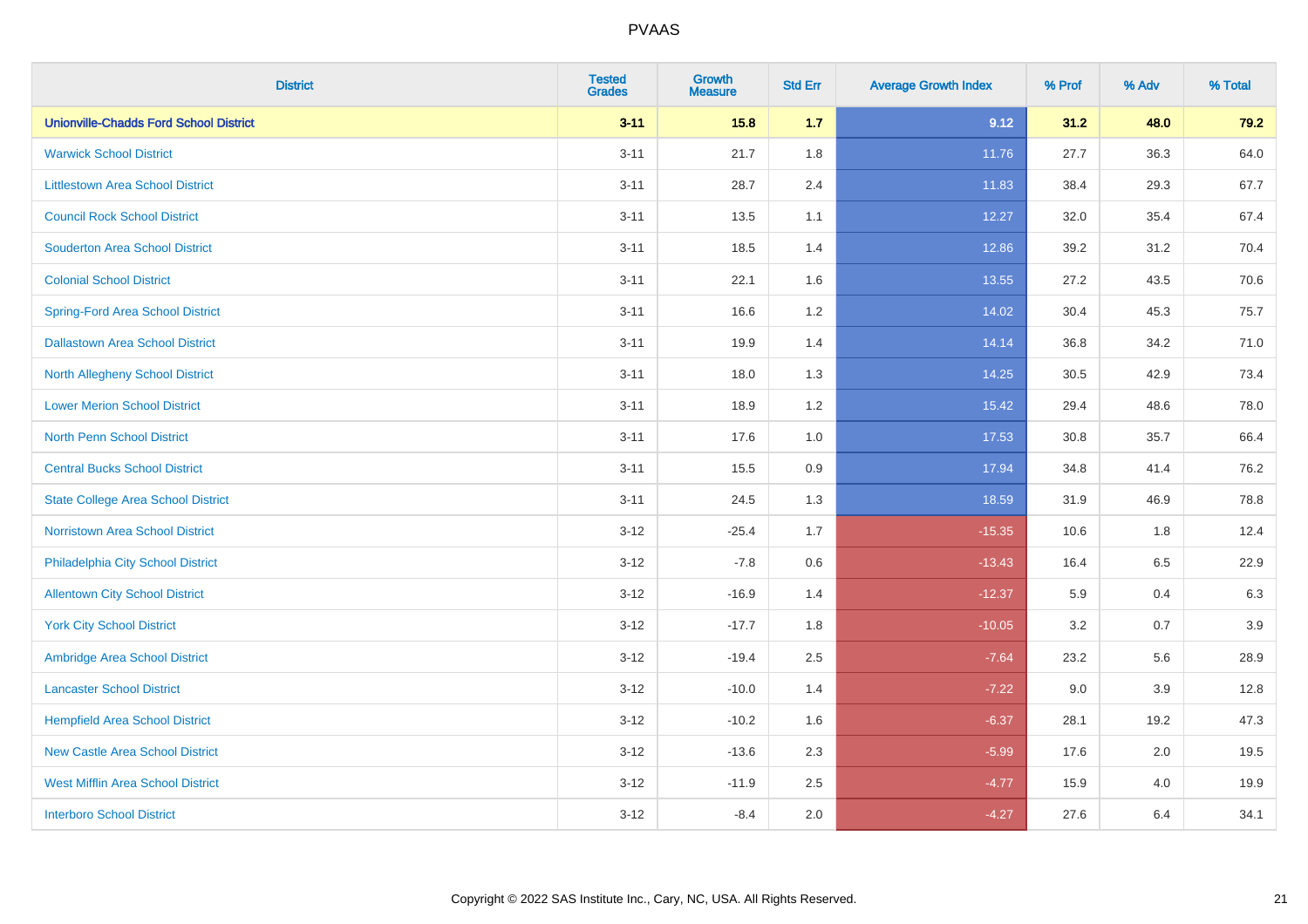# PVAAS

| District | Tested Grades | Growth Measure | Std Err | Average Growth Index | % Prof | % Adv | % Total |
|---|---|---|---|---|---|---|---|
| **Unionville-Chadds Ford School District** | **3-11** | **15.8** | **1.7** | **9.12** | **31.2** | **48.0** | **79.2** |
| Warwick School District | 3-11 | 21.7 | 1.8 | 11.76 | 27.7 | 36.3 | 64.0 |
| Littlestown Area School District | 3-11 | 28.7 | 2.4 | 11.83 | 38.4 | 29.3 | 67.7 |
| Council Rock School District | 3-11 | 13.5 | 1.1 | 12.27 | 32.0 | 35.4 | 67.4 |
| Souderton Area School District | 3-11 | 18.5 | 1.4 | 12.86 | 39.2 | 31.2 | 70.4 |
| Colonial School District | 3-11 | 22.1 | 1.6 | 13.55 | 27.2 | 43.5 | 70.6 |
| Spring-Ford Area School District | 3-11 | 16.6 | 1.2 | 14.02 | 30.4 | 45.3 | 75.7 |
| Dallastown Area School District | 3-11 | 19.9 | 1.4 | 14.14 | 36.8 | 34.2 | 71.0 |
| North Allegheny School District | 3-11 | 18.0 | 1.3 | 14.25 | 30.5 | 42.9 | 73.4 |
| Lower Merion School District | 3-11 | 18.9 | 1.2 | 15.42 | 29.4 | 48.6 | 78.0 |
| North Penn School District | 3-11 | 17.6 | 1.0 | 17.53 | 30.8 | 35.7 | 66.4 |
| Central Bucks School District | 3-11 | 15.5 | 0.9 | 17.94 | 34.8 | 41.4 | 76.2 |
| State College Area School District | 3-11 | 24.5 | 1.3 | 18.59 | 31.9 | 46.9 | 78.8 |
| Norristown Area School District | 3-12 | -25.4 | 1.7 | -15.35 | 10.6 | 1.8 | 12.4 |
| Philadelphia City School District | 3-12 | -7.8 | 0.6 | -13.43 | 16.4 | 6.5 | 22.9 |
| Allentown City School District | 3-12 | -16.9 | 1.4 | -12.37 | 5.9 | 0.4 | 6.3 |
| York City School District | 3-12 | -17.7 | 1.8 | -10.05 | 3.2 | 0.7 | 3.9 |
| Ambridge Area School District | 3-12 | -19.4 | 2.5 | -7.64 | 23.2 | 5.6 | 28.9 |
| Lancaster School District | 3-12 | -10.0 | 1.4 | -7.22 | 9.0 | 3.9 | 12.8 |
| Hempfield Area School District | 3-12 | -10.2 | 1.6 | -6.37 | 28.1 | 19.2 | 47.3 |
| New Castle Area School District | 3-12 | -13.6 | 2.3 | -5.99 | 17.6 | 2.0 | 19.5 |
| West Mifflin Area School District | 3-12 | -11.9 | 2.5 | -4.77 | 15.9 | 4.0 | 19.9 |
| Interboro School District | 3-12 | -8.4 | 2.0 | -4.27 | 27.6 | 6.4 | 34.1 |

Copyright © 2022 SAS Institute Inc., Cary, NC, USA. All Rights Reserved.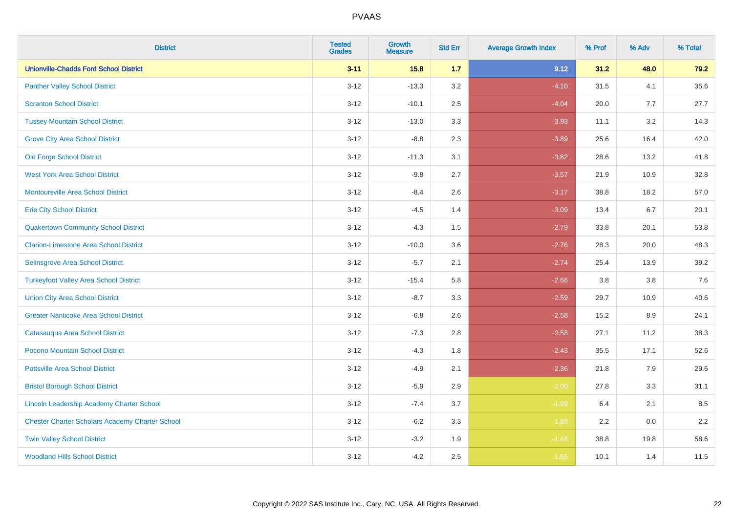| District | Tested Grades | Growth Measure | Std Err | Average Growth Index | % Prof | % Adv | % Total |
|---|---|---|---|---|---|---|---|
| **Unionville-Chadds Ford School District** | **3-11** | **15.8** | **1.7** | **9.12** | **31.2** | **48.0** | **79.2** |
| Panther Valley School District | 3-12 | -13.3 | 3.2 | -4.10 | 31.5 | 4.1 | 35.6 |
| Scranton School District | 3-12 | -10.1 | 2.5 | -4.04 | 20.0 | 7.7 | 27.7 |
| Tussey Mountain School District | 3-12 | -13.0 | 3.3 | -3.93 | 11.1 | 3.2 | 14.3 |
| Grove City Area School District | 3-12 | -8.8 | 2.3 | -3.89 | 25.6 | 16.4 | 42.0 |
| Old Forge School District | 3-12 | -11.3 | 3.1 | -3.62 | 28.6 | 13.2 | 41.8 |
| West York Area School District | 3-12 | -9.8 | 2.7 | -3.57 | 21.9 | 10.9 | 32.8 |
| Montoursville Area School District | 3-12 | -8.4 | 2.6 | -3.17 | 38.8 | 18.2 | 57.0 |
| Erie City School District | 3-12 | -4.5 | 1.4 | -3.09 | 13.4 | 6.7 | 20.1 |
| Quakertown Community School District | 3-12 | -4.3 | 1.5 | -2.79 | 33.8 | 20.1 | 53.8 |
| Clarion-Limestone Area School District | 3-12 | -10.0 | 3.6 | -2.76 | 28.3 | 20.0 | 48.3 |
| Selinsgrove Area School District | 3-12 | -5.7 | 2.1 | -2.74 | 25.4 | 13.9 | 39.2 |
| Turkeyfoot Valley Area School District | 3-12 | -15.4 | 5.8 | -2.66 | 3.8 | 3.8 | 7.6 |
| Union City Area School District | 3-12 | -8.7 | 3.3 | -2.59 | 29.7 | 10.9 | 40.6 |
| Greater Nanticoke Area School District | 3-12 | -6.8 | 2.6 | -2.58 | 15.2 | 8.9 | 24.1 |
| Catasauqua Area School District | 3-12 | -7.3 | 2.8 | -2.58 | 27.1 | 11.2 | 38.3 |
| Pocono Mountain School District | 3-12 | -4.3 | 1.8 | -2.43 | 35.5 | 17.1 | 52.6 |
| Pottsville Area School District | 3-12 | -4.9 | 2.1 | -2.36 | 21.8 | 7.9 | 29.6 |
| Bristol Borough School District | 3-12 | -5.9 | 2.9 | -2.00 | 27.8 | 3.3 | 31.1 |
| Lincoln Leadership Academy Charter School | 3-12 | -7.4 | 3.7 | -1.99 | 6.4 | 2.1 | 8.5 |
| Chester Charter Scholars Academy Charter School | 3-12 | -6.2 | 3.3 | -1.88 | 2.2 | 0.0 | 2.2 |
| Twin Valley School District | 3-12 | -3.2 | 1.9 | -1.68 | 38.8 | 19.8 | 58.6 |
| Woodland Hills School District | 3-12 | -4.2 | 2.5 | -1.66 | 10.1 | 1.4 | 11.5 |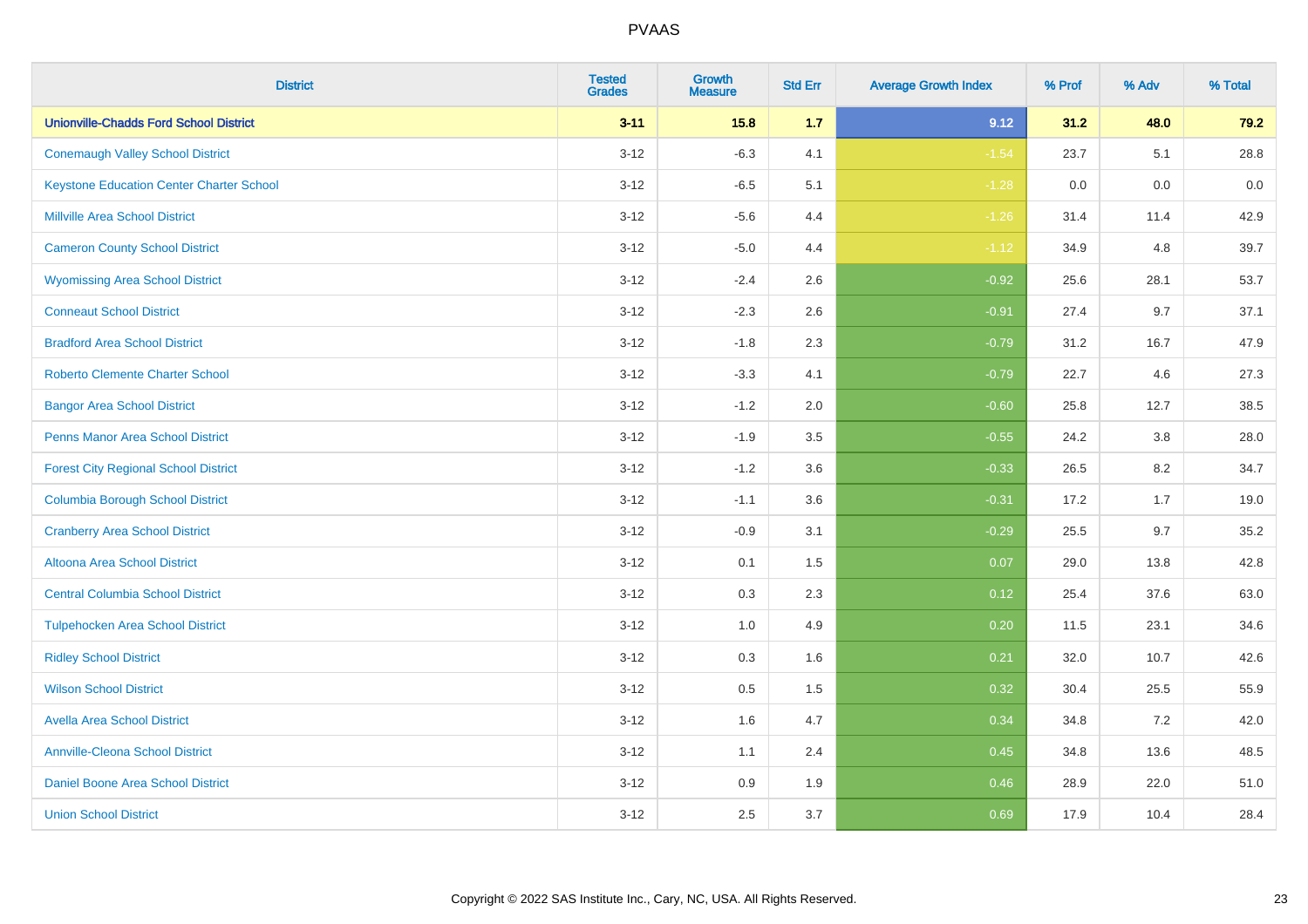| District | Tested Grades | Growth Measure | Std Err | Average Growth Index | % Prof | % Adv | % Total |
|---|---|---|---|---|---|---|---|
| **Unionville-Chadds Ford School District** | **3-11** | **15.8** | **1.7** | **9.12** | **31.2** | **48.0** | **79.2** |
| Conemaugh Valley School District | 3-12 | -6.3 | 4.1 | -1.54 | 23.7 | 5.1 | 28.8 |
| Keystone Education Center Charter School | 3-12 | -6.5 | 5.1 | -1.28 | 0.0 | 0.0 | 0.0 |
| Millville Area School District | 3-12 | -5.6 | 4.4 | -1.26 | 31.4 | 11.4 | 42.9 |
| Cameron County School District | 3-12 | -5.0 | 4.4 | -1.12 | 34.9 | 4.8 | 39.7 |
| Wyomissing Area School District | 3-12 | -2.4 | 2.6 | -0.92 | 25.6 | 28.1 | 53.7 |
| Conneaut School District | 3-12 | -2.3 | 2.6 | -0.91 | 27.4 | 9.7 | 37.1 |
| Bradford Area School District | 3-12 | -1.8 | 2.3 | -0.79 | 31.2 | 16.7 | 47.9 |
| Roberto Clemente Charter School | 3-12 | -3.3 | 4.1 | -0.79 | 22.7 | 4.6 | 27.3 |
| Bangor Area School District | 3-12 | -1.2 | 2.0 | -0.60 | 25.8 | 12.7 | 38.5 |
| Penns Manor Area School District | 3-12 | -1.9 | 3.5 | -0.55 | 24.2 | 3.8 | 28.0 |
| Forest City Regional School District | 3-12 | -1.2 | 3.6 | -0.33 | 26.5 | 8.2 | 34.7 |
| Columbia Borough School District | 3-12 | -1.1 | 3.6 | -0.31 | 17.2 | 1.7 | 19.0 |
| Cranberry Area School District | 3-12 | -0.9 | 3.1 | -0.29 | 25.5 | 9.7 | 35.2 |
| Altoona Area School District | 3-12 | 0.1 | 1.5 | 0.07 | 29.0 | 13.8 | 42.8 |
| Central Columbia School District | 3-12 | 0.3 | 2.3 | 0.12 | 25.4 | 37.6 | 63.0 |
| Tulpehocken Area School District | 3-12 | 1.0 | 4.9 | 0.20 | 11.5 | 23.1 | 34.6 |
| Ridley School District | 3-12 | 0.3 | 1.6 | 0.21 | 32.0 | 10.7 | 42.6 |
| Wilson School District | 3-12 | 0.5 | 1.5 | 0.32 | 30.4 | 25.5 | 55.9 |
| Avella Area School District | 3-12 | 1.6 | 4.7 | 0.34 | 34.8 | 7.2 | 42.0 |
| Annville-Cleona School District | 3-12 | 1.1 | 2.4 | 0.45 | 34.8 | 13.6 | 48.5 |
| Daniel Boone Area School District | 3-12 | 0.9 | 1.9 | 0.46 | 28.9 | 22.0 | 51.0 |
| Union School District | 3-12 | 2.5 | 3.7 | 0.69 | 17.9 | 10.4 | 28.4 |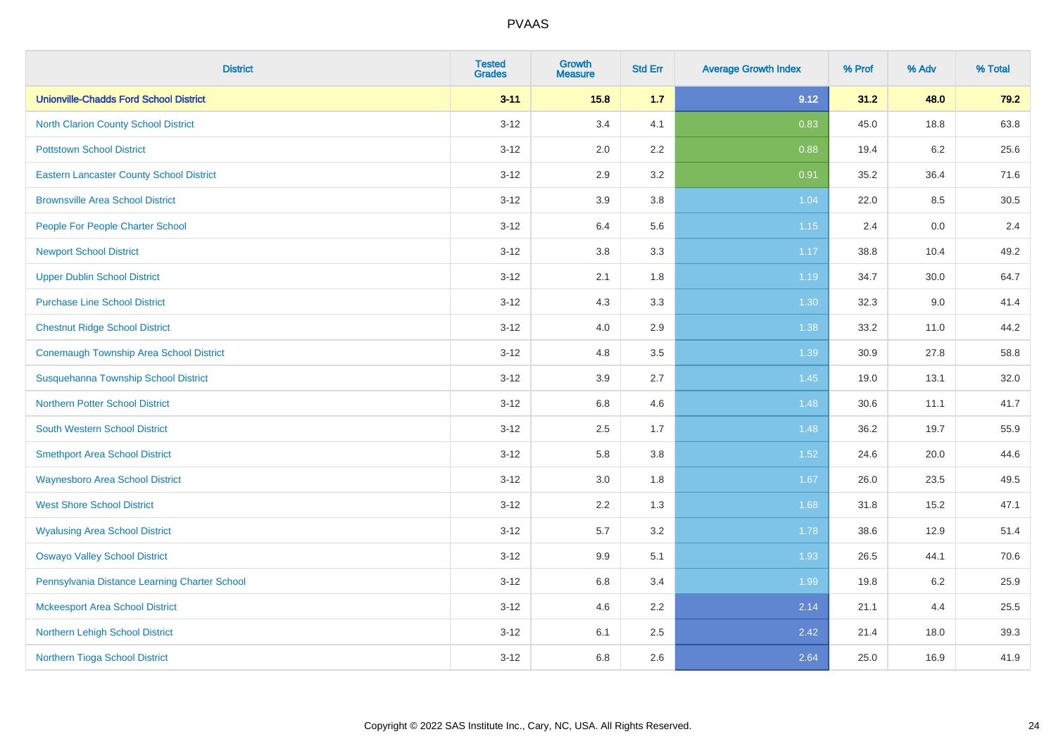| District | Tested Grades | Growth Measure | Std Err | Average Growth Index | % Prof | % Adv | % Total |
|---|---|---|---|---|---|---|---|
| **Unionville-Chadds Ford School District** | **3-11** | **15.8** | **1.7** | **9.12** | **31.2** | **48.0** | **79.2** |
| North Clarion County School District | 3-12 | 3.4 | 4.1 | 0.83 | 45.0 | 18.8 | 63.8 |
| Pottstown School District | 3-12 | 2.0 | 2.2 | 0.88 | 19.4 | 6.2 | 25.6 |
| Eastern Lancaster County School District | 3-12 | 2.9 | 3.2 | 0.91 | 35.2 | 36.4 | 71.6 |
| Brownsville Area School District | 3-12 | 3.9 | 3.8 | 1.04 | 22.0 | 8.5 | 30.5 |
| People For People Charter School | 3-12 | 6.4 | 5.6 | 1.15 | 2.4 | 0.0 | 2.4 |
| Newport School District | 3-12 | 3.8 | 3.3 | 1.17 | 38.8 | 10.4 | 49.2 |
| Upper Dublin School District | 3-12 | 2.1 | 1.8 | 1.19 | 34.7 | 30.0 | 64.7 |
| Purchase Line School District | 3-12 | 4.3 | 3.3 | 1.30 | 32.3 | 9.0 | 41.4 |
| Chestnut Ridge School District | 3-12 | 4.0 | 2.9 | 1.38 | 33.2 | 11.0 | 44.2 |
| Conemaugh Township Area School District | 3-12 | 4.8 | 3.5 | 1.39 | 30.9 | 27.8 | 58.8 |
| Susquehanna Township School District | 3-12 | 3.9 | 2.7 | 1.45 | 19.0 | 13.1 | 32.0 |
| Northern Potter School District | 3-12 | 6.8 | 4.6 | 1.48 | 30.6 | 11.1 | 41.7 |
| South Western School District | 3-12 | 2.5 | 1.7 | 1.48 | 36.2 | 19.7 | 55.9 |
| Smethport Area School District | 3-12 | 5.8 | 3.8 | 1.52 | 24.6 | 20.0 | 44.6 |
| Waynesboro Area School District | 3-12 | 3.0 | 1.8 | 1.67 | 26.0 | 23.5 | 49.5 |
| West Shore School District | 3-12 | 2.2 | 1.3 | 1.68 | 31.8 | 15.2 | 47.1 |
| Wyalusing Area School District | 3-12 | 5.7 | 3.2 | 1.78 | 38.6 | 12.9 | 51.4 |
| Oswayo Valley School District | 3-12 | 9.9 | 5.1 | 1.93 | 26.5 | 44.1 | 70.6 |
| Pennsylvania Distance Learning Charter School | 3-12 | 6.8 | 3.4 | 1.99 | 19.8 | 6.2 | 25.9 |
| Mckeesport Area School District | 3-12 | 4.6 | 2.2 | 2.14 | 21.1 | 4.4 | 25.5 |
| Northern Lehigh School District | 3-12 | 6.1 | 2.5 | 2.42 | 21.4 | 18.0 | 39.3 |
| Northern Tioga School District | 3-12 | 6.8 | 2.6 | 2.64 | 25.0 | 16.9 | 41.9 |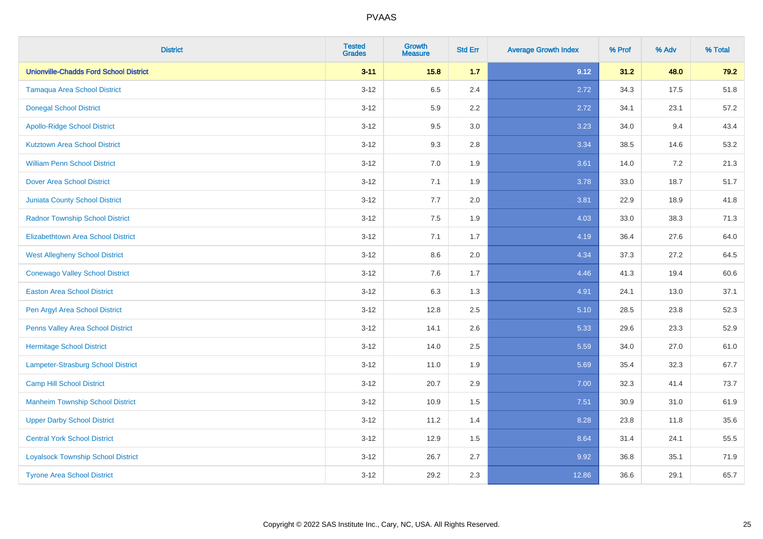# PVAAS

| District | Tested Grades | Growth Measure | Std Err | Average Growth Index | % Prof | % Adv | % Total |
|---|---|---|---|---|---|---|---|
| **Unionville-Chadds Ford School District** | **3-11** | **15.8** | **1.7** | **9.12** | **31.2** | **48.0** | **79.2** |
| Tamaqua Area School District | 3-12 | 6.5 | 2.4 | 2.72 | 34.3 | 17.5 | 51.8 |
| Donegal School District | 3-12 | 5.9 | 2.2 | 2.72 | 34.1 | 23.1 | 57.2 |
| Apollo-Ridge School District | 3-12 | 9.5 | 3.0 | 3.23 | 34.0 | 9.4 | 43.4 |
| Kutztown Area School District | 3-12 | 9.3 | 2.8 | 3.34 | 38.5 | 14.6 | 53.2 |
| William Penn School District | 3-12 | 7.0 | 1.9 | 3.61 | 14.0 | 7.2 | 21.3 |
| Dover Area School District | 3-12 | 7.1 | 1.9 | 3.78 | 33.0 | 18.7 | 51.7 |
| Juniata County School District | 3-12 | 7.7 | 2.0 | 3.81 | 22.9 | 18.9 | 41.8 |
| Radnor Township School District | 3-12 | 7.5 | 1.9 | 4.03 | 33.0 | 38.3 | 71.3 |
| Elizabethtown Area School District | 3-12 | 7.1 | 1.7 | 4.19 | 36.4 | 27.6 | 64.0 |
| West Allegheny School District | 3-12 | 8.6 | 2.0 | 4.34 | 37.3 | 27.2 | 64.5 |
| Conewago Valley School District | 3-12 | 7.6 | 1.7 | 4.46 | 41.3 | 19.4 | 60.6 |
| Easton Area School District | 3-12 | 6.3 | 1.3 | 4.91 | 24.1 | 13.0 | 37.1 |
| Pen Argyl Area School District | 3-12 | 12.8 | 2.5 | 5.10 | 28.5 | 23.8 | 52.3 |
| Penns Valley Area School District | 3-12 | 14.1 | 2.6 | 5.33 | 29.6 | 23.3 | 52.9 |
| Hermitage School District | 3-12 | 14.0 | 2.5 | 5.59 | 34.0 | 27.0 | 61.0 |
| Lampeter-Strasburg School District | 3-12 | 11.0 | 1.9 | 5.69 | 35.4 | 32.3 | 67.7 |
| Camp Hill School District | 3-12 | 20.7 | 2.9 | 7.00 | 32.3 | 41.4 | 73.7 |
| Manheim Township School District | 3-12 | 10.9 | 1.5 | 7.51 | 30.9 | 31.0 | 61.9 |
| Upper Darby School District | 3-12 | 11.2 | 1.4 | 8.28 | 23.8 | 11.8 | 35.6 |
| Central York School District | 3-12 | 12.9 | 1.5 | 8.64 | 31.4 | 24.1 | 55.5 |
| Loyalsock Township School District | 3-12 | 26.7 | 2.7 | 9.92 | 36.8 | 35.1 | 71.9 |
| Tyrone Area School District | 3-12 | 29.2 | 2.3 | 12.86 | 36.6 | 29.1 | 65.7 |

Copyright © 2022 SAS Institute Inc., Cary, NC, USA. All Rights Reserved.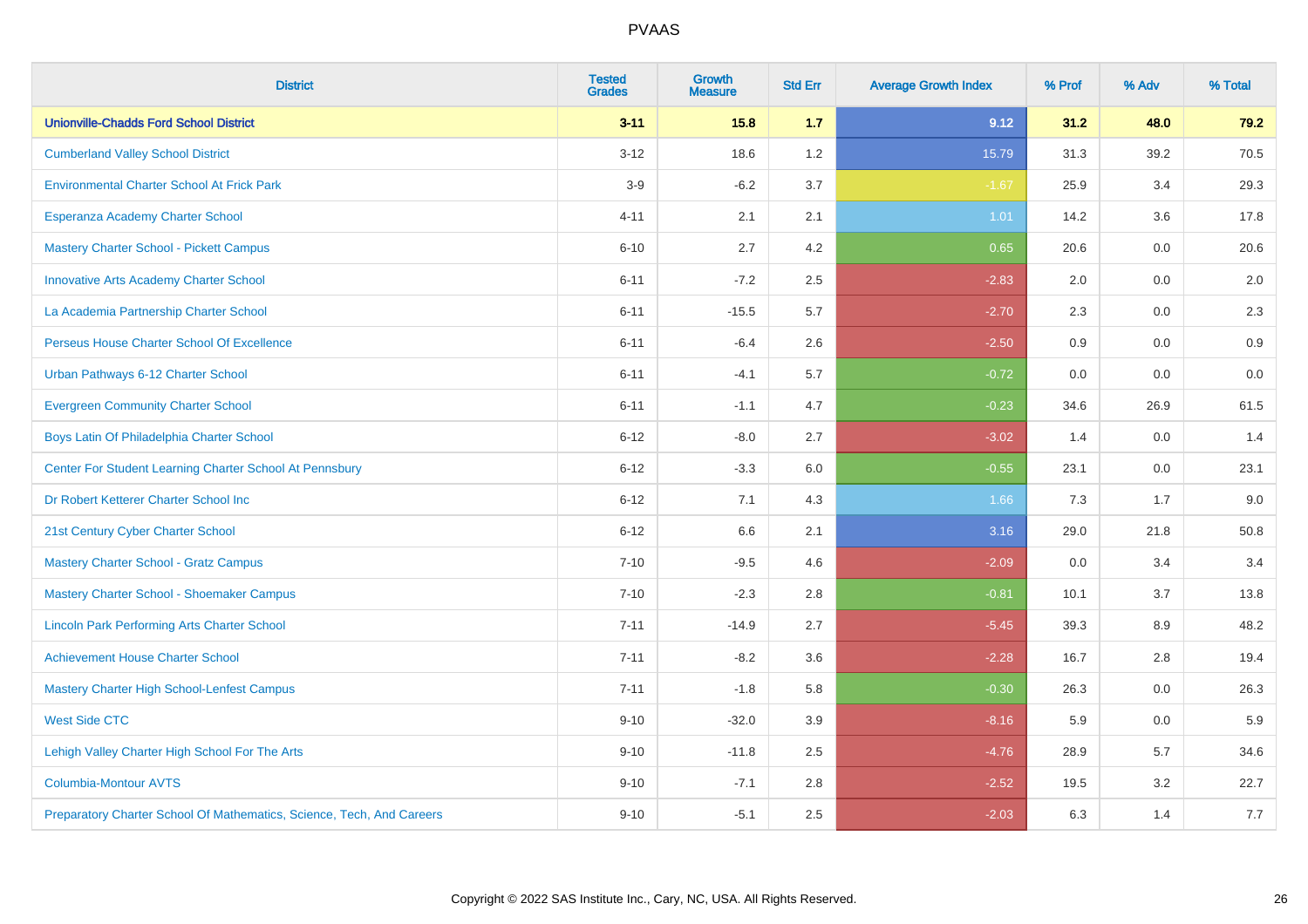# PVAAS

| District | Tested Grades | Growth Measure | Std Err | Average Growth Index | % Prof | % Adv | % Total |
|---|---|---|---|---|---|---|---|
| **Unionville-Chadds Ford School District** | **3-11** | **15.8** | **1.7** | **9.12** | **31.2** | **48.0** | **79.2** |
| Cumberland Valley School District | 3-12 | 18.6 | 1.2 | 15.79 | 31.3 | 39.2 | 70.5 |
| Environmental Charter School At Frick Park | 3-9 | -6.2 | 3.7 | -1.67 | 25.9 | 3.4 | 29.3 |
| Esperanza Academy Charter School | 4-11 | 2.1 | 2.1 | 1.01 | 14.2 | 3.6 | 17.8 |
| Mastery Charter School - Pickett Campus | 6-10 | 2.7 | 4.2 | 0.65 | 20.6 | 0.0 | 20.6 |
| Innovative Arts Academy Charter School | 6-11 | -7.2 | 2.5 | -2.83 | 2.0 | 0.0 | 2.0 |
| La Academia Partnership Charter School | 6-11 | -15.5 | 5.7 | -2.70 | 2.3 | 0.0 | 2.3 |
| Perseus House Charter School Of Excellence | 6-11 | -6.4 | 2.6 | -2.50 | 0.9 | 0.0 | 0.9 |
| Urban Pathways 6-12 Charter School | 6-11 | -4.1 | 5.7 | -0.72 | 0.0 | 0.0 | 0.0 |
| Evergreen Community Charter School | 6-11 | -1.1 | 4.7 | -0.23 | 34.6 | 26.9 | 61.5 |
| Boys Latin Of Philadelphia Charter School | 6-12 | -8.0 | 2.7 | -3.02 | 1.4 | 0.0 | 1.4 |
| Center For Student Learning Charter School At Pennsbury | 6-12 | -3.3 | 6.0 | -0.55 | 23.1 | 0.0 | 23.1 |
| Dr Robert Ketterer Charter School Inc | 6-12 | 7.1 | 4.3 | 1.66 | 7.3 | 1.7 | 9.0 |
| 21st Century Cyber Charter School | 6-12 | 6.6 | 2.1 | 3.16 | 29.0 | 21.8 | 50.8 |
| Mastery Charter School - Gratz Campus | 7-10 | -9.5 | 4.6 | -2.09 | 0.0 | 3.4 | 3.4 |
| Mastery Charter School - Shoemaker Campus | 7-10 | -2.3 | 2.8 | -0.81 | 10.1 | 3.7 | 13.8 |
| Lincoln Park Performing Arts Charter School | 7-11 | -14.9 | 2.7 | -5.45 | 39.3 | 8.9 | 48.2 |
| Achievement House Charter School | 7-11 | -8.2 | 3.6 | -2.28 | 16.7 | 2.8 | 19.4 |
| Mastery Charter High School-Lenfest Campus | 7-11 | -1.8 | 5.8 | -0.30 | 26.3 | 0.0 | 26.3 |
| West Side CTC | 9-10 | -32.0 | 3.9 | -8.16 | 5.9 | 0.0 | 5.9 |
| Lehigh Valley Charter High School For The Arts | 9-10 | -11.8 | 2.5 | -4.76 | 28.9 | 5.7 | 34.6 |
| Columbia-Montour AVTS | 9-10 | -7.1 | 2.8 | -2.52 | 19.5 | 3.2 | 22.7 |
| Preparatory Charter School Of Mathematics, Science, Tech, And Careers | 9-10 | -5.1 | 2.5 | -2.03 | 6.3 | 1.4 | 7.7 |

Copyright © 2022 SAS Institute Inc., Cary, NC, USA. All Rights Reserved.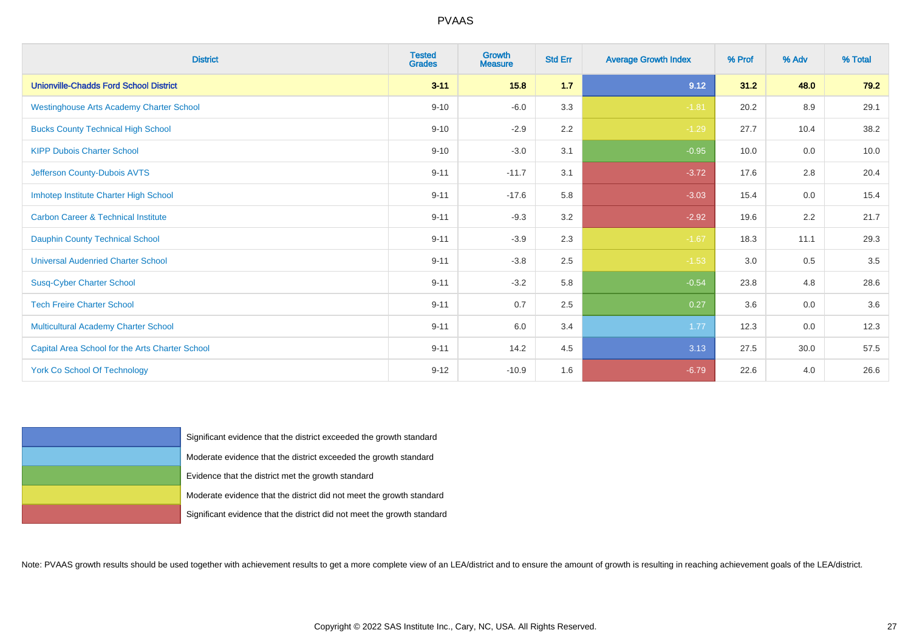PVAAS

| District | Tested Grades | Growth Measure | Std Err | Average Growth Index | % Prof | % Adv | % Total |
|---|---|---|---|---|---|---|---|
| **Unionville-Chadds Ford School District** | **3-11** | **15.8** | **1.7** | **9.12** | **31.2** | **48.0** | **79.2** |
| Westinghouse Arts Academy Charter School | 9-10 | -6.0 | 3.3 | -1.81 | 20.2 | 8.9 | 29.1 |
| Bucks County Technical High School | 9-10 | -2.9 | 2.2 | -1.29 | 27.7 | 10.4 | 38.2 |
| KIPP Dubois Charter School | 9-10 | -3.0 | 3.1 | -0.95 | 10.0 | 0.0 | 10.0 |
| Jefferson County-Dubois AVTS | 9-11 | -11.7 | 3.1 | -3.72 | 17.6 | 2.8 | 20.4 |
| Imhotep Institute Charter High School | 9-11 | -17.6 | 5.8 | -3.03 | 15.4 | 0.0 | 15.4 |
| Carbon Career & Technical Institute | 9-11 | -9.3 | 3.2 | -2.92 | 19.6 | 2.2 | 21.7 |
| Dauphin County Technical School | 9-11 | -3.9 | 2.3 | -1.67 | 18.3 | 11.1 | 29.3 |
| Universal Audenried Charter School | 9-11 | -3.8 | 2.5 | -1.53 | 3.0 | 0.5 | 3.5 |
| Susq-Cyber Charter School | 9-11 | -3.2 | 5.8 | -0.54 | 23.8 | 4.8 | 28.6 |
| Tech Freire Charter School | 9-11 | 0.7 | 2.5 | 0.27 | 3.6 | 0.0 | 3.6 |
| Multicultural Academy Charter School | 9-11 | 6.0 | 3.4 | 1.77 | 12.3 | 0.0 | 12.3 |
| Capital Area School for the Arts Charter School | 9-11 | 14.2 | 4.5 | 3.13 | 27.5 | 30.0 | 57.5 |
| York Co School Of Technology | 9-12 | -10.9 | 1.6 | -6.79 | 22.6 | 4.0 | 26.6 |

Significant evidence that the district exceeded the growth standard

Moderate evidence that the district exceeded the growth standard

Evidence that the district met the growth standard

Moderate evidence that the district did not meet the growth standard

Significant evidence that the district did not meet the growth standard

Note: PVAAS growth results should be used together with achievement results to get a more complete view of an LEA/district and to ensure the amount of growth is resulting in reaching achievement goals of the LEA/district.

Copyright © 2022 SAS Institute Inc., Cary, NC, USA. All Rights Reserved.